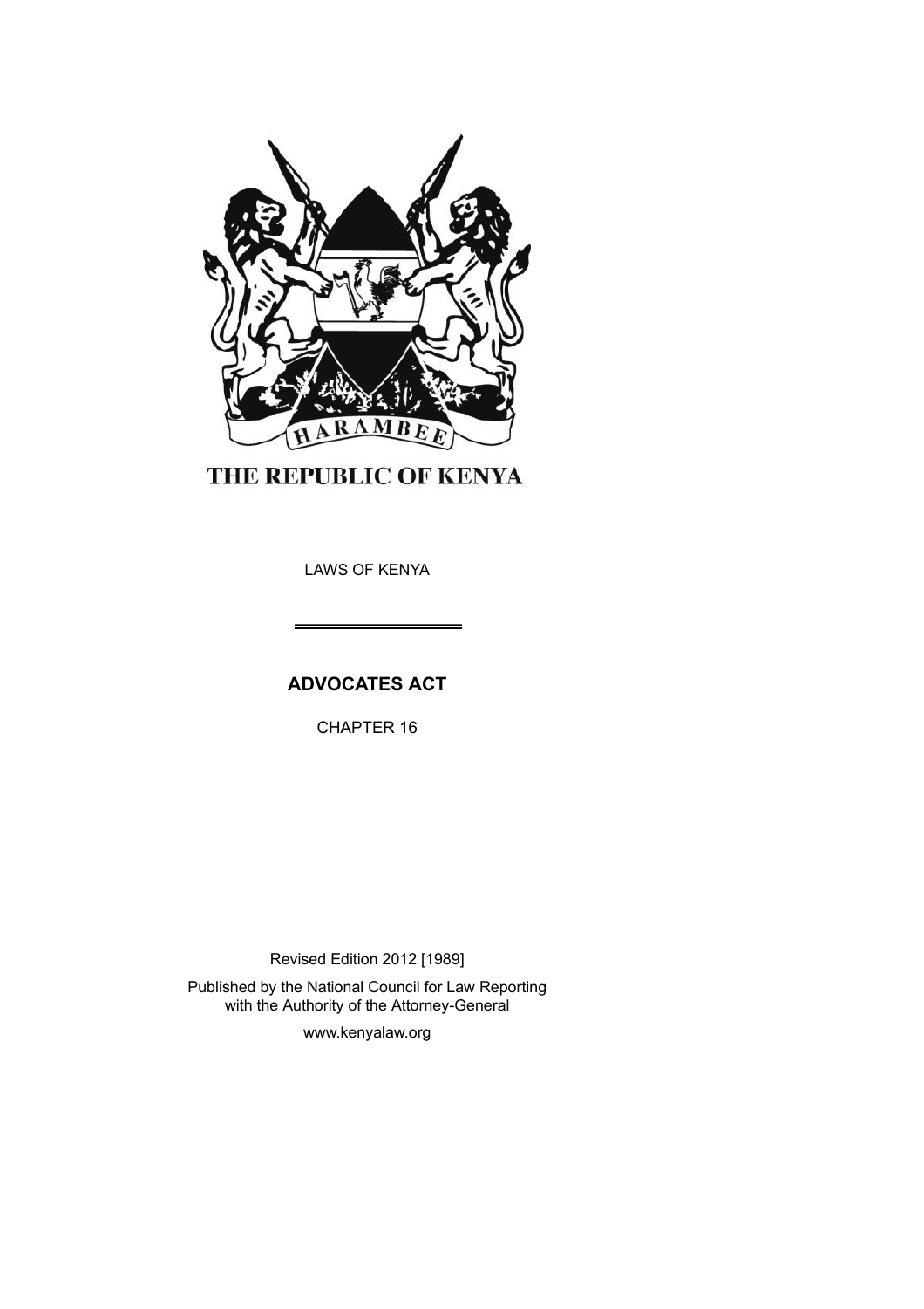THE REPUBLIC OF KENYA

LAWS OF KENYA

# ADVOCATES ACT

CHAPTER 16

Revised Edition 2012 [1989]

Published by the National Council for Law Reporting with the Authority of the Attorney-General

www.kenyalaw.org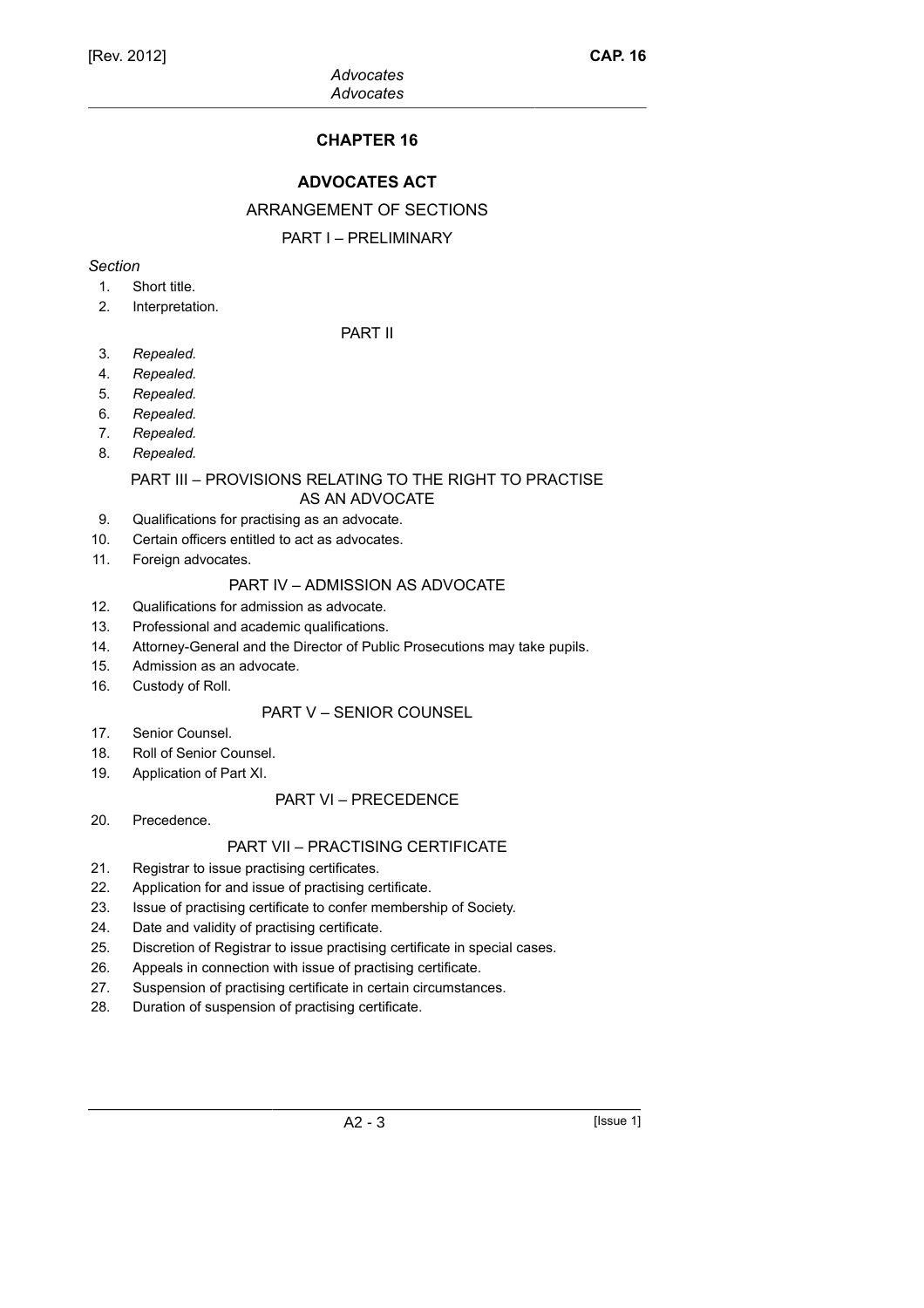# CHAPTER 16

## ADVOCATES ACT

### ARRANGEMENT OF SECTIONS

### PART I – PRELIMINARY

*Section*

1. Short title.
2. Interpretation.

### PART II

3. *Repealed.*
4. *Repealed.*
5. *Repealed.*
6. *Repealed.*
7. *Repealed.*
8. *Repealed.*

### PART III – PROVISIONS RELATING TO THE RIGHT TO PRACTISE AS AN ADVOCATE

9. Qualifications for practising as an advocate.
10. Certain officers entitled to act as advocates.
11. Foreign advocates.

### PART IV – ADMISSION AS ADVOCATE

12. Qualifications for admission as advocate.
13. Professional and academic qualifications.
14. Attorney-General and the Director of Public Prosecutions may take pupils.
15. Admission as an advocate.
16. Custody of Roll.

### PART V – SENIOR COUNSEL

17. Senior Counsel.
18. Roll of Senior Counsel.
19. Application of Part XI.

### PART VI – PRECEDENCE

20. Precedence.

### PART VII – PRACTISING CERTIFICATE

21. Registrar to issue practising certificates.
22. Application for and issue of practising certificate.
23. Issue of practising certificate to confer membership of Society.
24. Date and validity of practising certificate.
25. Discretion of Registrar to issue practising certificate in special cases.
26. Appeals in connection with issue of practising certificate.
27. Suspension of practising certificate in certain circumstances.
28. Duration of suspension of practising certificate.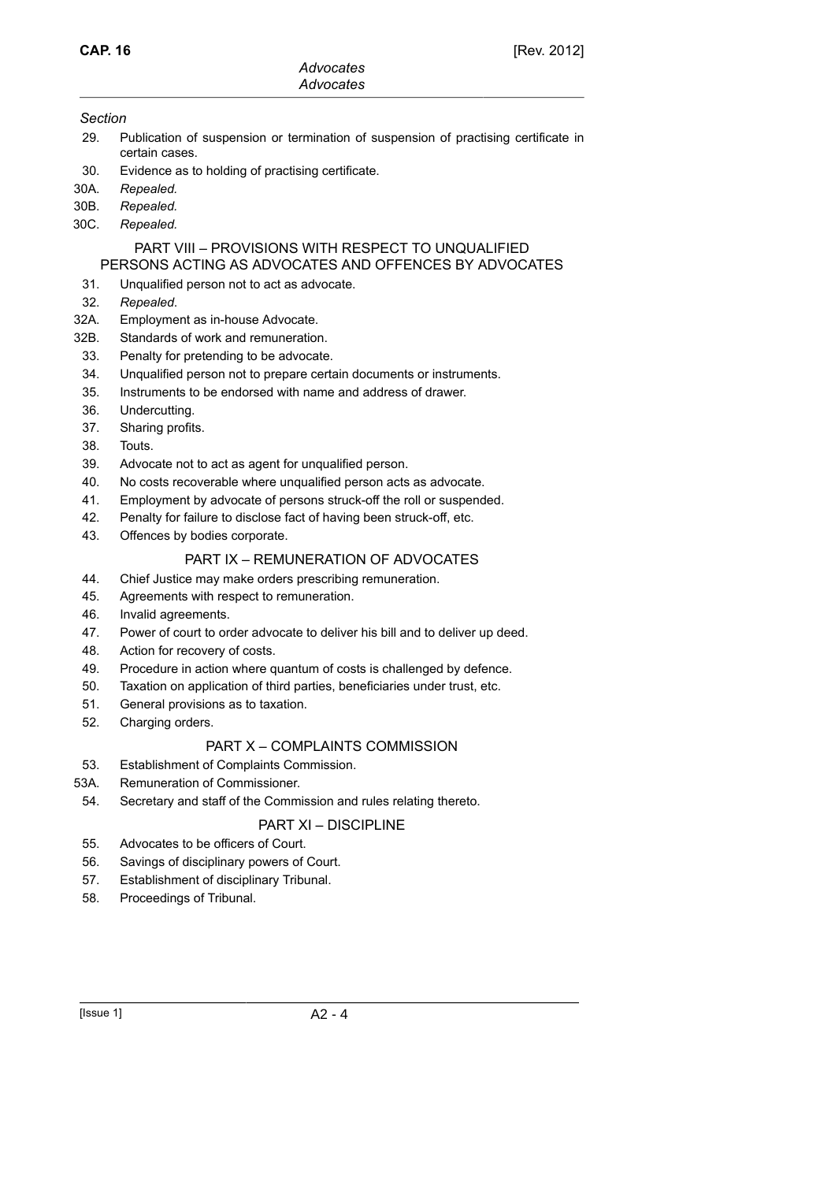*Section*

29. Publication of suspension or termination of suspension of practising certificate in certain cases.
30. Evidence as to holding of practising certificate.
30A. *Repealed.*
30B. *Repealed.*
30C. *Repealed.*

## PART VIII – PROVISIONS WITH RESPECT TO UNQUALIFIED PERSONS ACTING AS ADVOCATES AND OFFENCES BY ADVOCATES

31. Unqualified person not to act as advocate.
32. *Repealed*.
32A. Employment as in-house Advocate.
32B. Standards of work and remuneration.
33. Penalty for pretending to be advocate.
34. Unqualified person not to prepare certain documents or instruments.
35. Instruments to be endorsed with name and address of drawer.
36. Undercutting.
37. Sharing profits.
38. Touts.
39. Advocate not to act as agent for unqualified person.
40. No costs recoverable where unqualified person acts as advocate.
41. Employment by advocate of persons struck-off the roll or suspended.
42. Penalty for failure to disclose fact of having been struck-off, etc.
43. Offences by bodies corporate.

## PART IX – REMUNERATION OF ADVOCATES

44. Chief Justice may make orders prescribing remuneration.
45. Agreements with respect to remuneration.
46. Invalid agreements.
47. Power of court to order advocate to deliver his bill and to deliver up deed.
48. Action for recovery of costs.
49. Procedure in action where quantum of costs is challenged by defence.
50. Taxation on application of third parties, beneficiaries under trust, etc.
51. General provisions as to taxation.
52. Charging orders.

## PART X – COMPLAINTS COMMISSION

53. Establishment of Complaints Commission.
53A. Remuneration of Commissioner.
54. Secretary and staff of the Commission and rules relating thereto.

## PART XI – DISCIPLINE

55. Advocates to be officers of Court.
56. Savings of disciplinary powers of Court.
57. Establishment of disciplinary Tribunal.
58. Proceedings of Tribunal.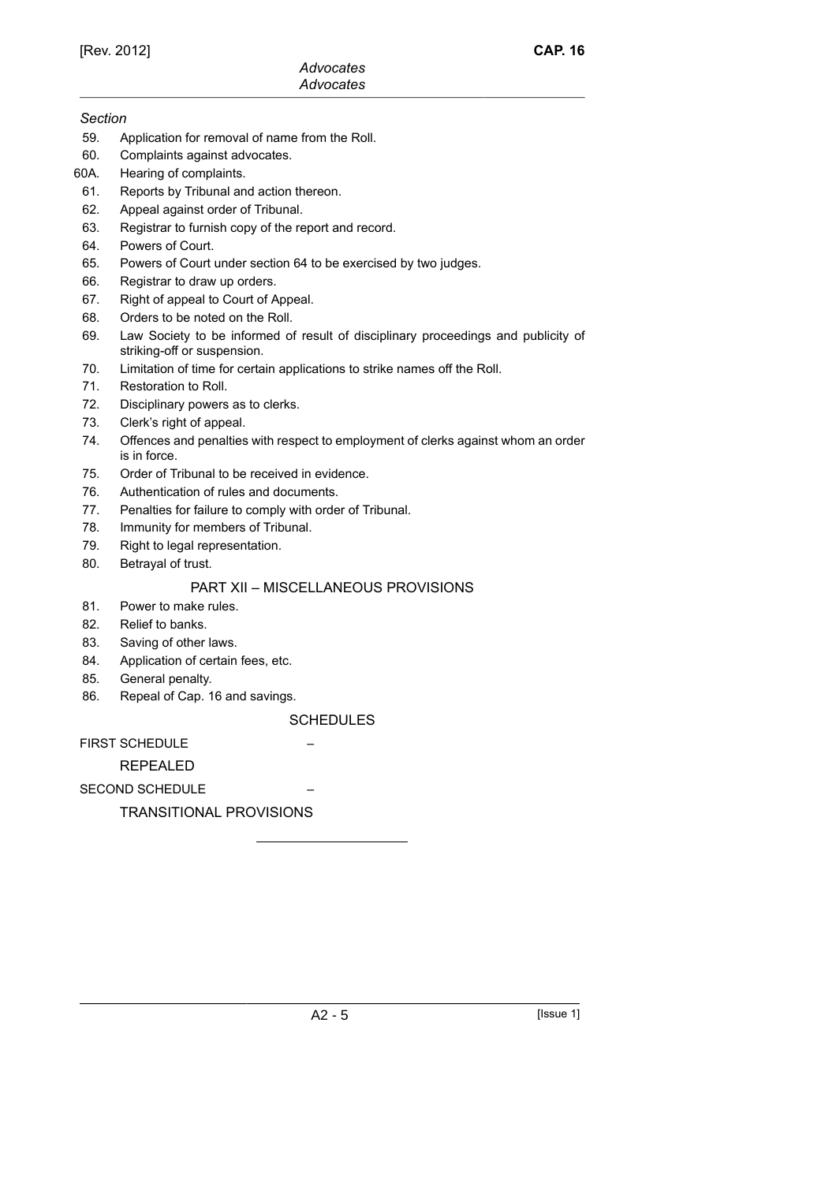*Section*

59. Application for removal of name from the Roll.
60. Complaints against advocates.
60A. Hearing of complaints.
61. Reports by Tribunal and action thereon.
62. Appeal against order of Tribunal.
63. Registrar to furnish copy of the report and record.
64. Powers of Court.
65. Powers of Court under section 64 to be exercised by two judges.
66. Registrar to draw up orders.
67. Right of appeal to Court of Appeal.
68. Orders to be noted on the Roll.
69. Law Society to be informed of result of disciplinary proceedings and publicity of striking-off or suspension.
70. Limitation of time for certain applications to strike names off the Roll.
71. Restoration to Roll.
72. Disciplinary powers as to clerks.
73. Clerk's right of appeal.
74. Offences and penalties with respect to employment of clerks against whom an order is in force.
75. Order of Tribunal to be received in evidence.
76. Authentication of rules and documents.
77. Penalties for failure to comply with order of Tribunal.
78. Immunity for members of Tribunal.
79. Right to legal representation.
80. Betrayal of trust.

## PART XII – MISCELLANEOUS PROVISIONS

81. Power to make rules.
82. Relief to banks.
83. Saving of other laws.
84. Application of certain fees, etc.
85. General penalty.
86. Repeal of Cap. 16 and savings.

## SCHEDULES

FIRST SCHEDULE –

REPEALED

SECOND SCHEDULE –

TRANSITIONAL PROVISIONS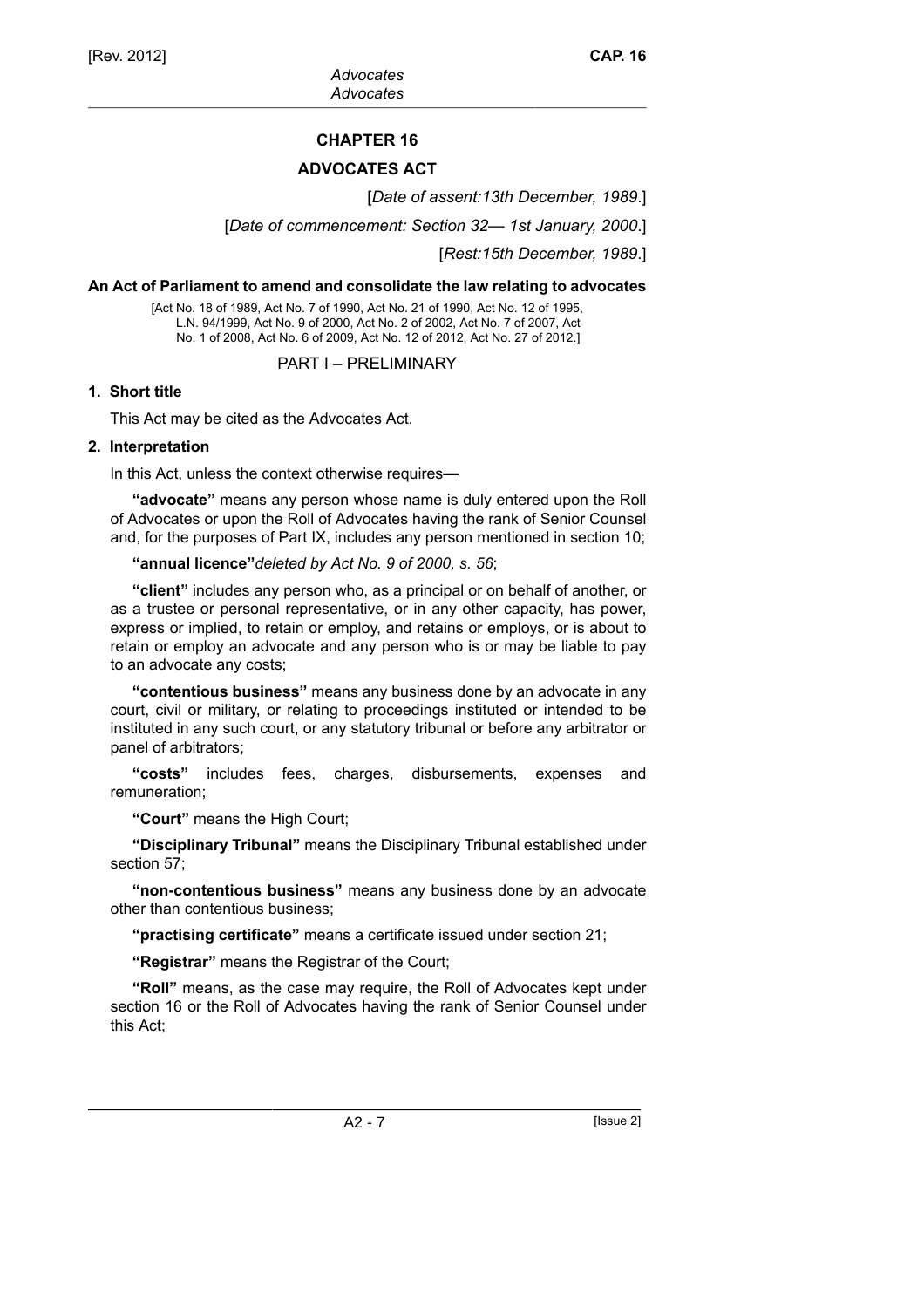# CHAPTER 16

## ADVOCATES ACT

[*Date of assent:13th December, 1989*.]

[*Date of commencement: Section 32— 1st January, 2000*.]

[*Rest:15th December, 1989*.]

**An Act of Parliament to amend and consolidate the law relating to advocates**

[Act No. 18 of 1989, Act No. 7 of 1990, Act No. 21 of 1990, Act No. 12 of 1995, L.N. 94/1999, Act No. 9 of 2000, Act No. 2 of 2002, Act No. 7 of 2007, Act No. 1 of 2008, Act No. 6 of 2009, Act No. 12 of 2012, Act No. 27 of 2012.]

PART I – PRELIMINARY

**1. Short title**

This Act may be cited as the Advocates Act.

**2. Interpretation**

In this Act, unless the context otherwise requires—

**"advocate"** means any person whose name is duly entered upon the Roll of Advocates or upon the Roll of Advocates having the rank of Senior Counsel and, for the purposes of Part IX, includes any person mentioned in section 10;

**"annual licence"***deleted by Act No. 9 of 2000, s. 56*;

**"client"** includes any person who, as a principal or on behalf of another, or as a trustee or personal representative, or in any other capacity, has power, express or implied, to retain or employ, and retains or employs, or is about to retain or employ an advocate and any person who is or may be liable to pay to an advocate any costs;

**"contentious business"** means any business done by an advocate in any court, civil or military, or relating to proceedings instituted or intended to be instituted in any such court, or any statutory tribunal or before any arbitrator or panel of arbitrators;

**"costs"** includes fees, charges, disbursements, expenses and remuneration;

**"Court"** means the High Court;

**"Disciplinary Tribunal"** means the Disciplinary Tribunal established under section 57;

**"non-contentious business"** means any business done by an advocate other than contentious business;

**"practising certificate"** means a certificate issued under section 21;

**"Registrar"** means the Registrar of the Court;

**"Roll"** means, as the case may require, the Roll of Advocates kept under section 16 or the Roll of Advocates having the rank of Senior Counsel under this Act;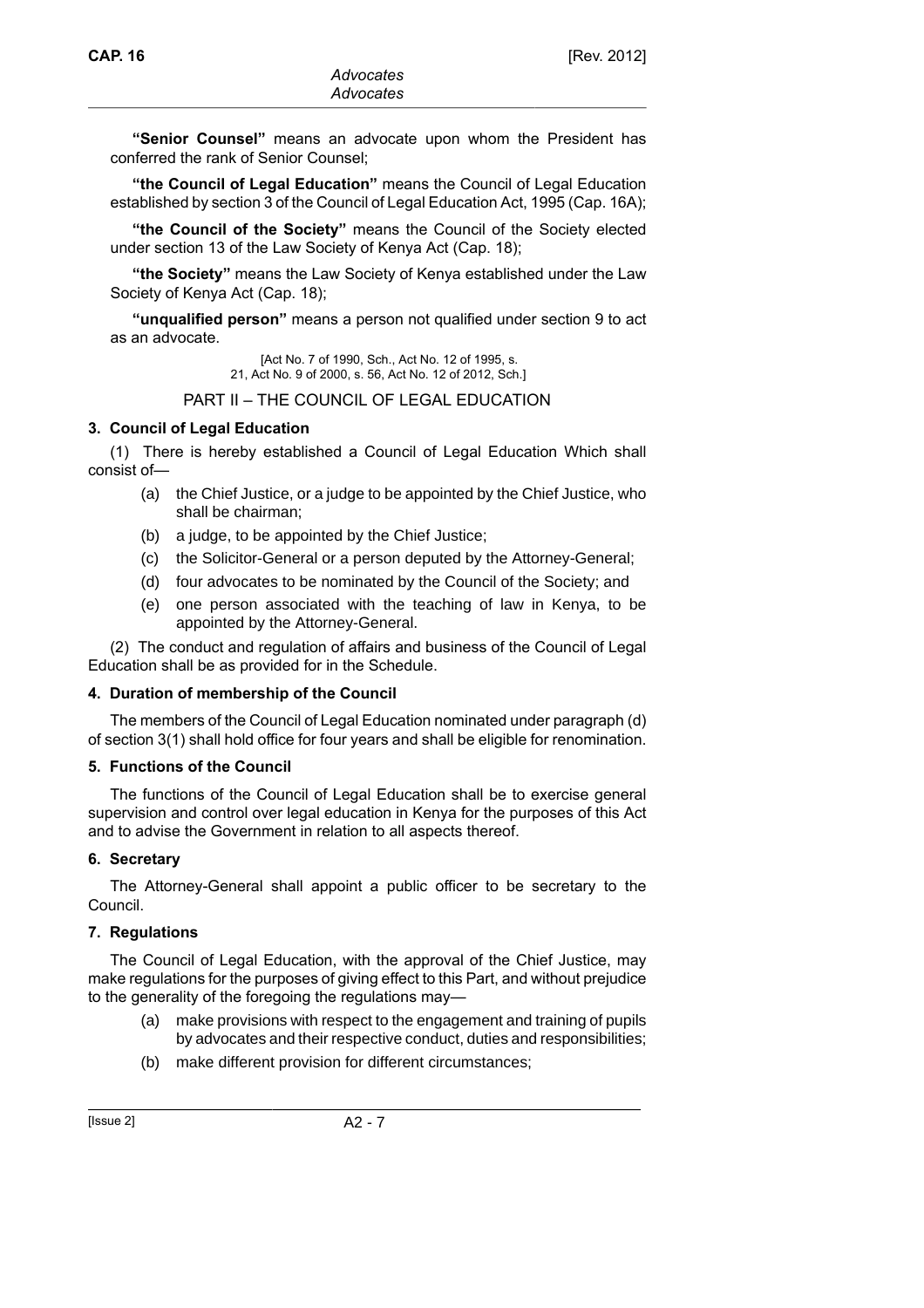**"Senior Counsel"** means an advocate upon whom the President has conferred the rank of Senior Counsel;

**"the Council of Legal Education"** means the Council of Legal Education established by section 3 of the Council of Legal Education Act, 1995 (Cap. 16A);

**"the Council of the Society"** means the Council of the Society elected under section 13 of the Law Society of Kenya Act (Cap. 18);

**"the Society"** means the Law Society of Kenya established under the Law Society of Kenya Act (Cap. 18);

**"unqualified person"** means a person not qualified under section 9 to act as an advocate.

[Act No. 7 of 1990, Sch., Act No. 12 of 1995, s. 21, Act No. 9 of 2000, s. 56, Act No. 12 of 2012, Sch.]

## PART II – THE COUNCIL OF LEGAL EDUCATION

### 3. Council of Legal Education

(1) There is hereby established a Council of Legal Education Which shall consist of—

- (a) the Chief Justice, or a judge to be appointed by the Chief Justice, who shall be chairman;
- (b) a judge, to be appointed by the Chief Justice;
- (c) the Solicitor-General or a person deputed by the Attorney-General;
- (d) four advocates to be nominated by the Council of the Society; and
- (e) one person associated with the teaching of law in Kenya, to be appointed by the Attorney-General.

(2) The conduct and regulation of affairs and business of the Council of Legal Education shall be as provided for in the Schedule.

### 4. Duration of membership of the Council

The members of the Council of Legal Education nominated under paragraph (d) of section 3(1) shall hold office for four years and shall be eligible for renomination.

### 5. Functions of the Council

The functions of the Council of Legal Education shall be to exercise general supervision and control over legal education in Kenya for the purposes of this Act and to advise the Government in relation to all aspects thereof.

### 6. Secretary

The Attorney-General shall appoint a public officer to be secretary to the Council.

### 7. Regulations

The Council of Legal Education, with the approval of the Chief Justice, may make regulations for the purposes of giving effect to this Part, and without prejudice to the generality of the foregoing the regulations may—

- (a) make provisions with respect to the engagement and training of pupils by advocates and their respective conduct, duties and responsibilities;
- (b) make different provision for different circumstances;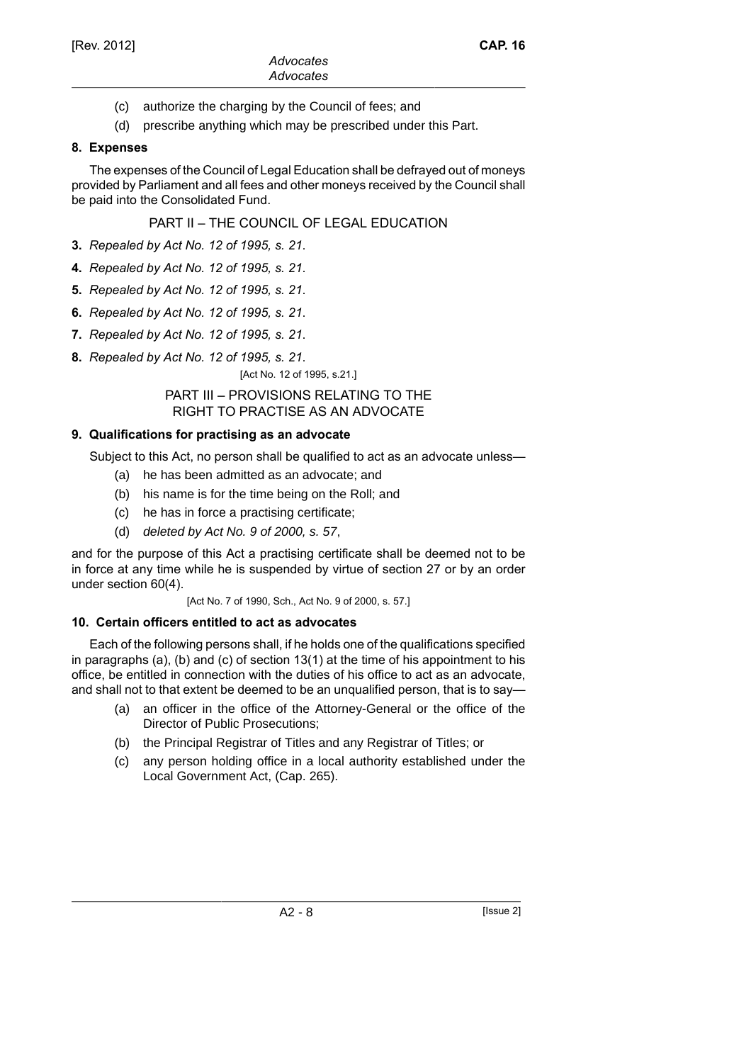(c) authorize the charging by the Council of fees; and

(d) prescribe anything which may be prescribed under this Part.

**8. Expenses**

The expenses of the Council of Legal Education shall be defrayed out of moneys provided by Parliament and all fees and other moneys received by the Council shall be paid into the Consolidated Fund.

## PART II – THE COUNCIL OF LEGAL EDUCATION

**3.** *Repealed by Act No. 12 of 1995, s. 21.*

**4.** *Repealed by Act No. 12 of 1995, s. 21.*

**5.** *Repealed by Act No. 12 of 1995, s. 21.*

**6.** *Repealed by Act No. 12 of 1995, s. 21.*

**7.** *Repealed by Act No. 12 of 1995, s. 21.*

**8.** *Repealed by Act No. 12 of 1995, s. 21.*

[Act No. 12 of 1995, s.21.]

## PART III – PROVISIONS RELATING TO THE RIGHT TO PRACTISE AS AN ADVOCATE

**9. Qualifications for practising as an advocate**

Subject to this Act, no person shall be qualified to act as an advocate unless—

(a) he has been admitted as an advocate; and

(b) his name is for the time being on the Roll; and

(c) he has in force a practising certificate;

(d) *deleted by Act No. 9 of 2000, s. 57*,

and for the purpose of this Act a practising certificate shall be deemed not to be in force at any time while he is suspended by virtue of section 27 or by an order under section 60(4).

[Act No. 7 of 1990, Sch., Act No. 9 of 2000, s. 57.]

**10. Certain officers entitled to act as advocates**

Each of the following persons shall, if he holds one of the qualifications specified in paragraphs (a), (b) and (c) of section 13(1) at the time of his appointment to his office, be entitled in connection with the duties of his office to act as an advocate, and shall not to that extent be deemed to be an unqualified person, that is to say—

(a) an officer in the office of the Attorney-General or the office of the Director of Public Prosecutions;

(b) the Principal Registrar of Titles and any Registrar of Titles; or

(c) any person holding office in a local authority established under the Local Government Act, (Cap. 265).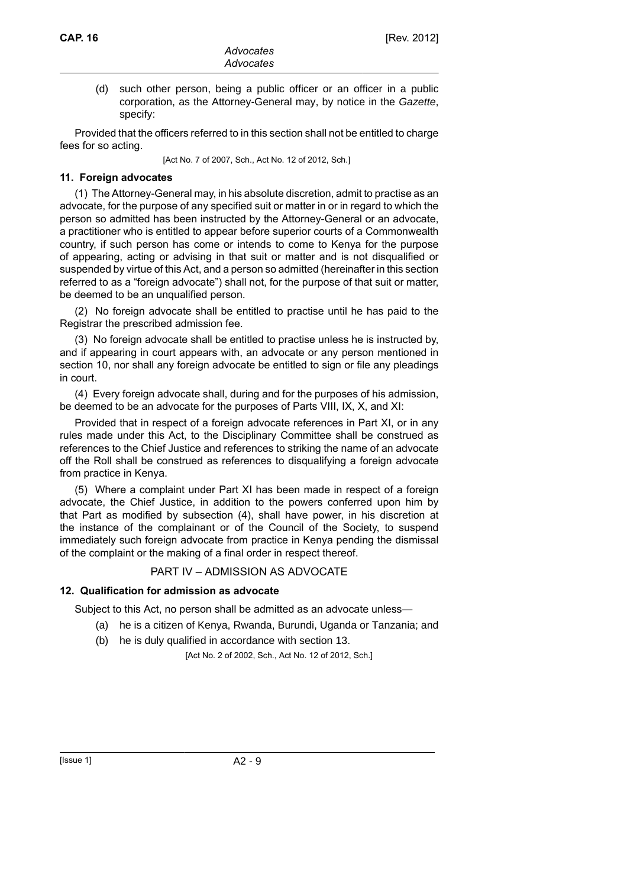(d) such other person, being a public officer or an officer in a public corporation, as the Attorney-General may, by notice in the *Gazette*, specify:

Provided that the officers referred to in this section shall not be entitled to charge fees for so acting.

[Act No. 7 of 2007, Sch., Act No. 12 of 2012, Sch.]

### 11. Foreign advocates

(1) The Attorney-General may, in his absolute discretion, admit to practise as an advocate, for the purpose of any specified suit or matter in or in regard to which the person so admitted has been instructed by the Attorney-General or an advocate, a practitioner who is entitled to appear before superior courts of a Commonwealth country, if such person has come or intends to come to Kenya for the purpose of appearing, acting or advising in that suit or matter and is not disqualified or suspended by virtue of this Act, and a person so admitted (hereinafter in this section referred to as a "foreign advocate") shall not, for the purpose of that suit or matter, be deemed to be an unqualified person.

(2) No foreign advocate shall be entitled to practise until he has paid to the Registrar the prescribed admission fee.

(3) No foreign advocate shall be entitled to practise unless he is instructed by, and if appearing in court appears with, an advocate or any person mentioned in section 10, nor shall any foreign advocate be entitled to sign or file any pleadings in court.

(4) Every foreign advocate shall, during and for the purposes of his admission, be deemed to be an advocate for the purposes of Parts VIII, IX, X, and XI:

Provided that in respect of a foreign advocate references in Part XI, or in any rules made under this Act, to the Disciplinary Committee shall be construed as references to the Chief Justice and references to striking the name of an advocate off the Roll shall be construed as references to disqualifying a foreign advocate from practice in Kenya.

(5) Where a complaint under Part XI has been made in respect of a foreign advocate, the Chief Justice, in addition to the powers conferred upon him by that Part as modified by subsection (4), shall have power, in his discretion at the instance of the complainant or of the Council of the Society, to suspend immediately such foreign advocate from practice in Kenya pending the dismissal of the complaint or the making of a final order in respect thereof.

## PART IV – ADMISSION AS ADVOCATE

### 12. Qualification for admission as advocate

Subject to this Act, no person shall be admitted as an advocate unless—

(a) he is a citizen of Kenya, Rwanda, Burundi, Uganda or Tanzania; and

(b) he is duly qualified in accordance with section 13.

[Act No. 2 of 2002, Sch., Act No. 12 of 2012, Sch.]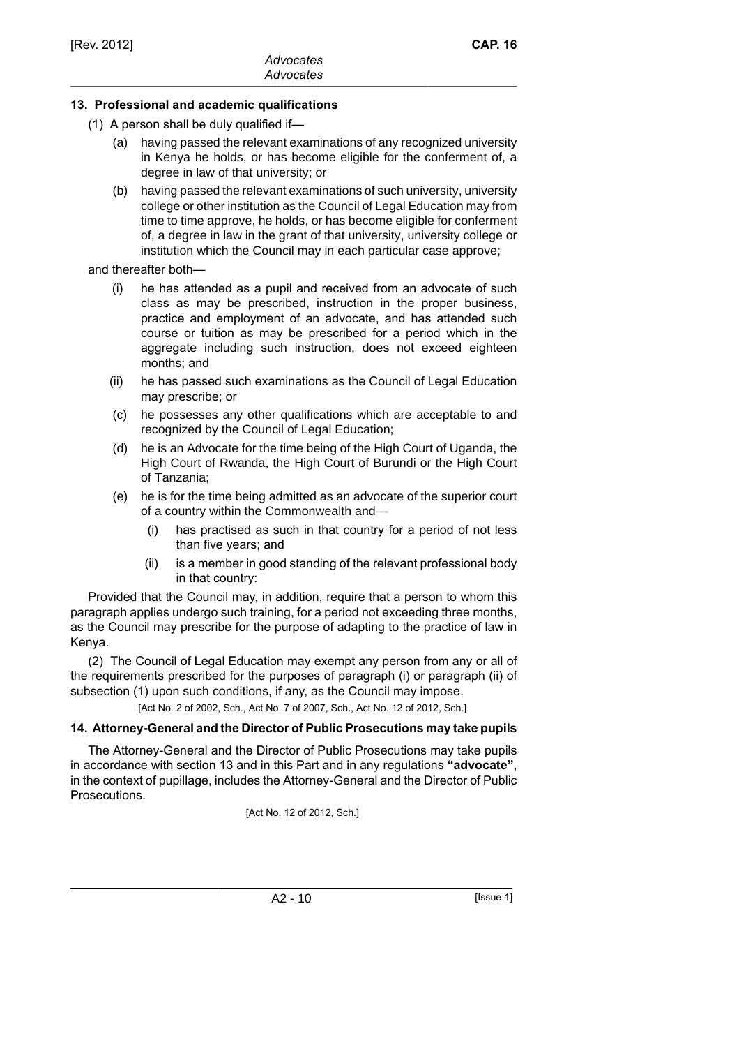### 13. Professional and academic qualifications

(1) A person shall be duly qualified if—

(a) having passed the relevant examinations of any recognized university in Kenya he holds, or has become eligible for the conferment of, a degree in law of that university; or

(b) having passed the relevant examinations of such university, university college or other institution as the Council of Legal Education may from time to time approve, he holds, or has become eligible for conferment of, a degree in law in the grant of that university, university college or institution which the Council may in each particular case approve;

and thereafter both—

(i) he has attended as a pupil and received from an advocate of such class as may be prescribed, instruction in the proper business, practice and employment of an advocate, and has attended such course or tuition as may be prescribed for a period which in the aggregate including such instruction, does not exceed eighteen months; and

(ii) he has passed such examinations as the Council of Legal Education may prescribe; or

(c) he possesses any other qualifications which are acceptable to and recognized by the Council of Legal Education;

(d) he is an Advocate for the time being of the High Court of Uganda, the High Court of Rwanda, the High Court of Burundi or the High Court of Tanzania;

(e) he is for the time being admitted as an advocate of the superior court of a country within the Commonwealth and—

(i) has practised as such in that country for a period of not less than five years; and

(ii) is a member in good standing of the relevant professional body in that country:

Provided that the Council may, in addition, require that a person to whom this paragraph applies undergo such training, for a period not exceeding three months, as the Council may prescribe for the purpose of adapting to the practice of law in Kenya.

(2) The Council of Legal Education may exempt any person from any or all of the requirements prescribed for the purposes of paragraph (i) or paragraph (ii) of subsection (1) upon such conditions, if any, as the Council may impose.

[Act No. 2 of 2002, Sch., Act No. 7 of 2007, Sch., Act No. 12 of 2012, Sch.]

### 14. Attorney-General and the Director of Public Prosecutions may take pupils

The Attorney-General and the Director of Public Prosecutions may take pupils in accordance with section 13 and in this Part and in any regulations **"advocate"**, in the context of pupillage, includes the Attorney-General and the Director of Public Prosecutions.

[Act No. 12 of 2012, Sch.]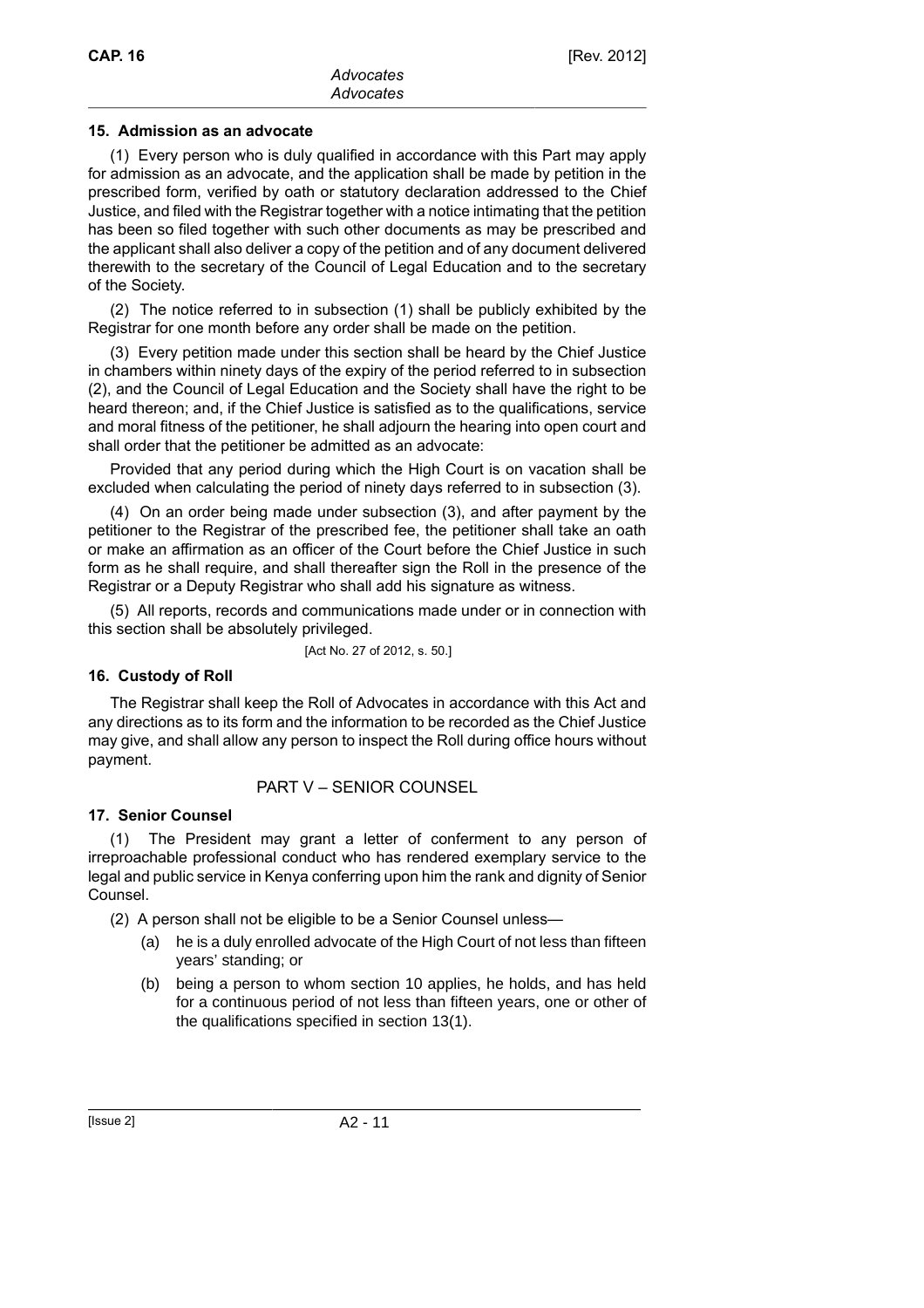### 15. Admission as an advocate

(1) Every person who is duly qualified in accordance with this Part may apply for admission as an advocate, and the application shall be made by petition in the prescribed form, verified by oath or statutory declaration addressed to the Chief Justice, and filed with the Registrar together with a notice intimating that the petition has been so filed together with such other documents as may be prescribed and the applicant shall also deliver a copy of the petition and of any document delivered therewith to the secretary of the Council of Legal Education and to the secretary of the Society.

(2) The notice referred to in subsection (1) shall be publicly exhibited by the Registrar for one month before any order shall be made on the petition.

(3) Every petition made under this section shall be heard by the Chief Justice in chambers within ninety days of the expiry of the period referred to in subsection (2), and the Council of Legal Education and the Society shall have the right to be heard thereon; and, if the Chief Justice is satisfied as to the qualifications, service and moral fitness of the petitioner, he shall adjourn the hearing into open court and shall order that the petitioner be admitted as an advocate:

Provided that any period during which the High Court is on vacation shall be excluded when calculating the period of ninety days referred to in subsection (3).

(4) On an order being made under subsection (3), and after payment by the petitioner to the Registrar of the prescribed fee, the petitioner shall take an oath or make an affirmation as an officer of the Court before the Chief Justice in such form as he shall require, and shall thereafter sign the Roll in the presence of the Registrar or a Deputy Registrar who shall add his signature as witness.

(5) All reports, records and communications made under or in connection with this section shall be absolutely privileged.

[Act No. 27 of 2012, s. 50.]

### 16. Custody of Roll

The Registrar shall keep the Roll of Advocates in accordance with this Act and any directions as to its form and the information to be recorded as the Chief Justice may give, and shall allow any person to inspect the Roll during office hours without payment.

## PART V – SENIOR COUNSEL

### 17. Senior Counsel

(1) The President may grant a letter of conferment to any person of irreproachable professional conduct who has rendered exemplary service to the legal and public service in Kenya conferring upon him the rank and dignity of Senior Counsel.

(2) A person shall not be eligible to be a Senior Counsel unless—

- (a) he is a duly enrolled advocate of the High Court of not less than fifteen years' standing; or
- (b) being a person to whom section 10 applies, he holds, and has held for a continuous period of not less than fifteen years, one or other of the qualifications specified in section 13(1).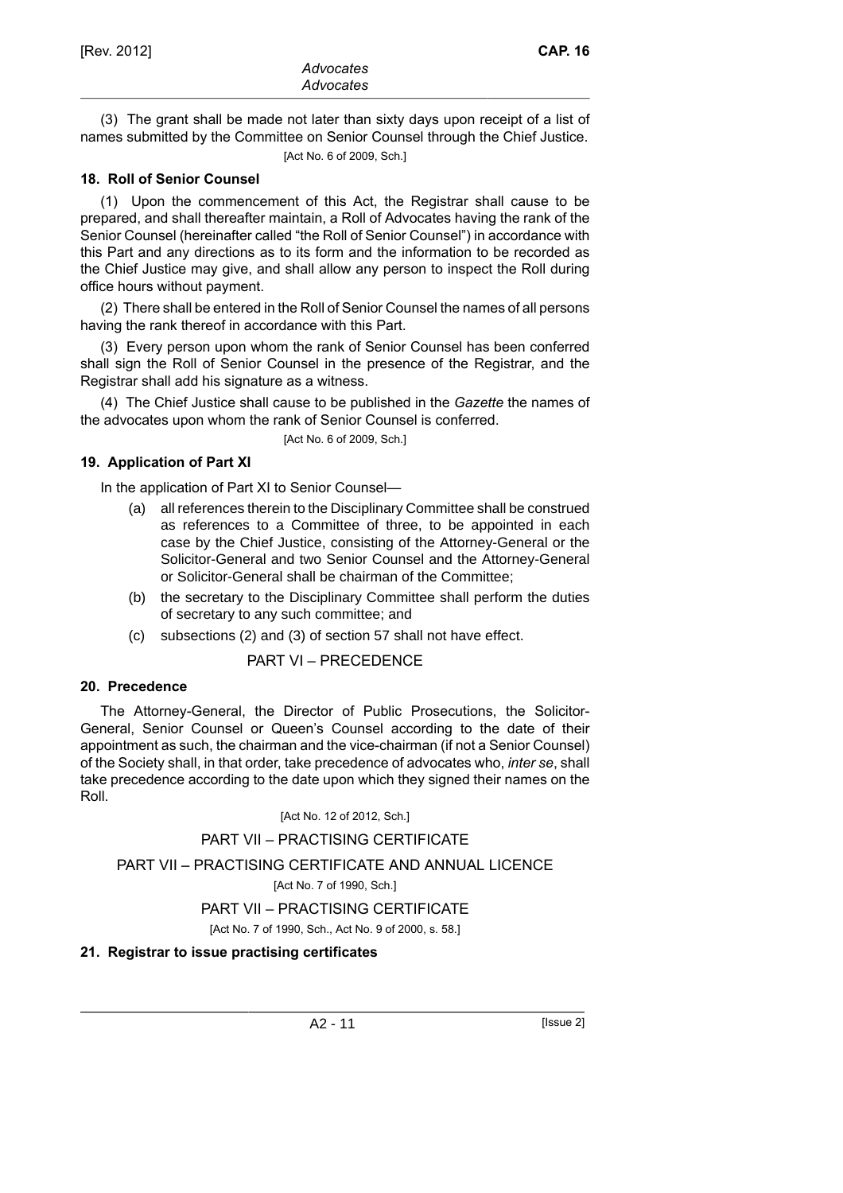(3) The grant shall be made not later than sixty days upon receipt of a list of names submitted by the Committee on Senior Counsel through the Chief Justice.

[Act No. 6 of 2009, Sch.]

**18. Roll of Senior Counsel**

(1) Upon the commencement of this Act, the Registrar shall cause to be prepared, and shall thereafter maintain, a Roll of Advocates having the rank of the Senior Counsel (hereinafter called "the Roll of Senior Counsel") in accordance with this Part and any directions as to its form and the information to be recorded as the Chief Justice may give, and shall allow any person to inspect the Roll during office hours without payment.

(2) There shall be entered in the Roll of Senior Counsel the names of all persons having the rank thereof in accordance with this Part.

(3) Every person upon whom the rank of Senior Counsel has been conferred shall sign the Roll of Senior Counsel in the presence of the Registrar, and the Registrar shall add his signature as a witness.

(4) The Chief Justice shall cause to be published in the *Gazette* the names of the advocates upon whom the rank of Senior Counsel is conferred.

[Act No. 6 of 2009, Sch.]

**19. Application of Part XI**

In the application of Part XI to Senior Counsel—

(a) all references therein to the Disciplinary Committee shall be construed as references to a Committee of three, to be appointed in each case by the Chief Justice, consisting of the Attorney-General or the Solicitor-General and two Senior Counsel and the Attorney-General or Solicitor-General shall be chairman of the Committee;

(b) the secretary to the Disciplinary Committee shall perform the duties of secretary to any such committee; and

(c) subsections (2) and (3) of section 57 shall not have effect.

## PART VI – PRECEDENCE

**20. Precedence**

The Attorney-General, the Director of Public Prosecutions, the Solicitor-General, Senior Counsel or Queen's Counsel according to the date of their appointment as such, the chairman and the vice-chairman (if not a Senior Counsel) of the Society shall, in that order, take precedence of advocates who, *inter se*, shall take precedence according to the date upon which they signed their names on the Roll.

[Act No. 12 of 2012, Sch.]

## PART VII – PRACTISING CERTIFICATE

## PART VII – PRACTISING CERTIFICATE AND ANNUAL LICENCE

[Act No. 7 of 1990, Sch.]

## PART VII – PRACTISING CERTIFICATE

[Act No. 7 of 1990, Sch., Act No. 9 of 2000, s. 58.]

**21. Registrar to issue practising certificates**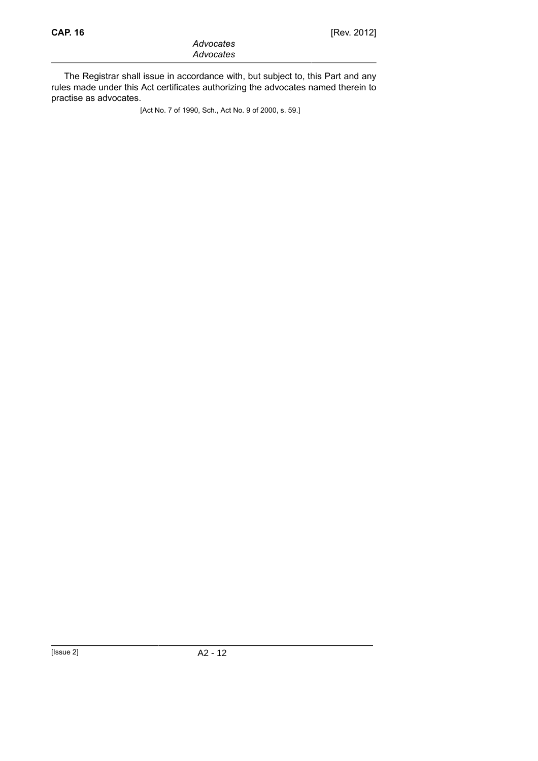The Registrar shall issue in accordance with, but subject to, this Part and any rules made under this Act certificates authorizing the advocates named therein to practise as advocates.

[Act No. 7 of 1990, Sch., Act No. 9 of 2000, s. 59.]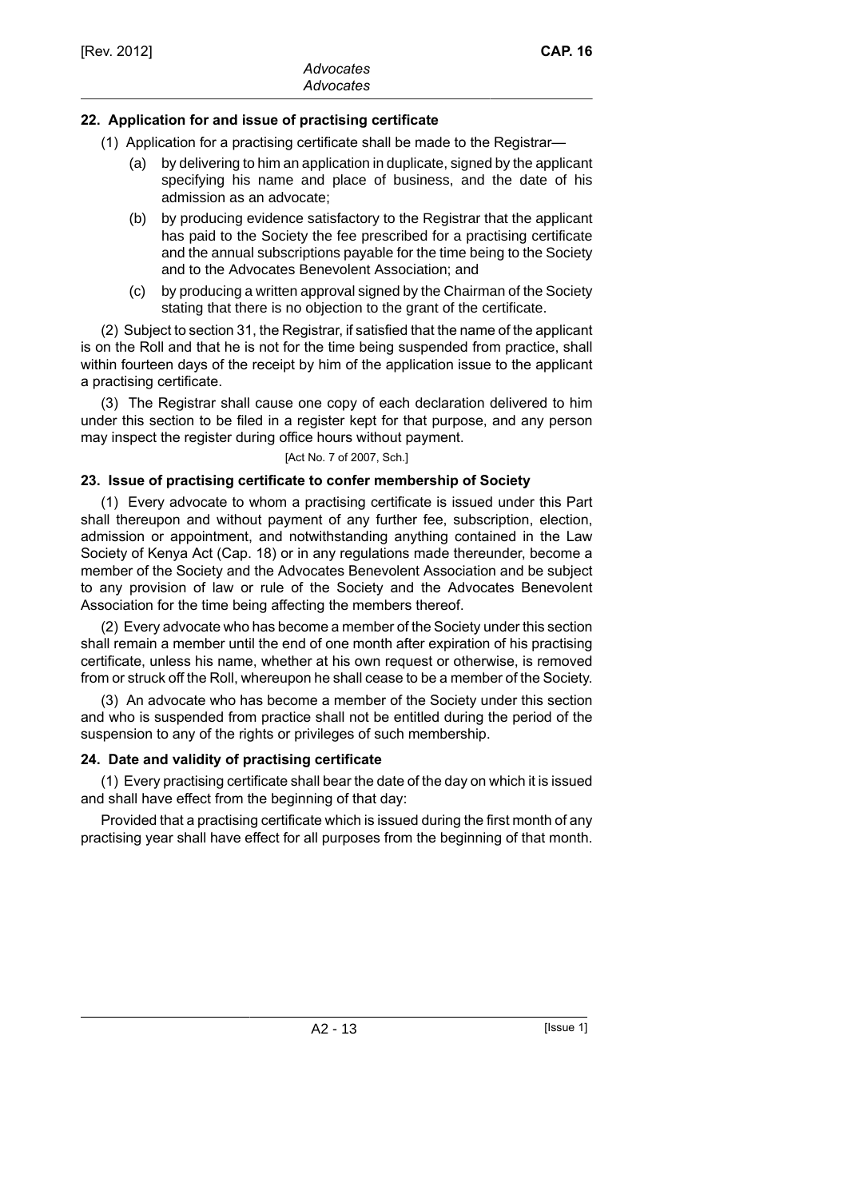### 22. Application for and issue of practising certificate

(1) Application for a practising certificate shall be made to the Registrar—

(a) by delivering to him an application in duplicate, signed by the applicant specifying his name and place of business, and the date of his admission as an advocate;

(b) by producing evidence satisfactory to the Registrar that the applicant has paid to the Society the fee prescribed for a practising certificate and the annual subscriptions payable for the time being to the Society and to the Advocates Benevolent Association; and

(c) by producing a written approval signed by the Chairman of the Society stating that there is no objection to the grant of the certificate.

(2) Subject to section 31, the Registrar, if satisfied that the name of the applicant is on the Roll and that he is not for the time being suspended from practice, shall within fourteen days of the receipt by him of the application issue to the applicant a practising certificate.

(3) The Registrar shall cause one copy of each declaration delivered to him under this section to be filed in a register kept for that purpose, and any person may inspect the register during office hours without payment.

[Act No. 7 of 2007, Sch.]

### 23. Issue of practising certificate to confer membership of Society

(1) Every advocate to whom a practising certificate is issued under this Part shall thereupon and without payment of any further fee, subscription, election, admission or appointment, and notwithstanding anything contained in the Law Society of Kenya Act (Cap. 18) or in any regulations made thereunder, become a member of the Society and the Advocates Benevolent Association and be subject to any provision of law or rule of the Society and the Advocates Benevolent Association for the time being affecting the members thereof.

(2) Every advocate who has become a member of the Society under this section shall remain a member until the end of one month after expiration of his practising certificate, unless his name, whether at his own request or otherwise, is removed from or struck off the Roll, whereupon he shall cease to be a member of the Society.

(3) An advocate who has become a member of the Society under this section and who is suspended from practice shall not be entitled during the period of the suspension to any of the rights or privileges of such membership.

### 24. Date and validity of practising certificate

(1) Every practising certificate shall bear the date of the day on which it is issued and shall have effect from the beginning of that day:

Provided that a practising certificate which is issued during the first month of any practising year shall have effect for all purposes from the beginning of that month.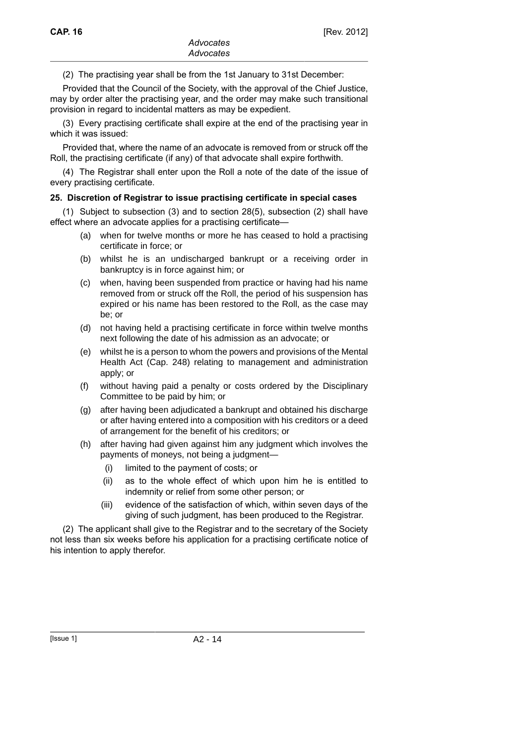(2) The practising year shall be from the 1st January to 31st December:

Provided that the Council of the Society, with the approval of the Chief Justice, may by order alter the practising year, and the order may make such transitional provision in regard to incidental matters as may be expedient.

(3) Every practising certificate shall expire at the end of the practising year in which it was issued:

Provided that, where the name of an advocate is removed from or struck off the Roll, the practising certificate (if any) of that advocate shall expire forthwith.

(4) The Registrar shall enter upon the Roll a note of the date of the issue of every practising certificate.

**25. Discretion of Registrar to issue practising certificate in special cases**

(1) Subject to subsection (3) and to section 28(5), subsection (2) shall have effect where an advocate applies for a practising certificate—

- (a) when for twelve months or more he has ceased to hold a practising certificate in force; or
- (b) whilst he is an undischarged bankrupt or a receiving order in bankruptcy is in force against him; or
- (c) when, having been suspended from practice or having had his name removed from or struck off the Roll, the period of his suspension has expired or his name has been restored to the Roll, as the case may be; or
- (d) not having held a practising certificate in force within twelve months next following the date of his admission as an advocate; or
- (e) whilst he is a person to whom the powers and provisions of the Mental Health Act (Cap. 248) relating to management and administration apply; or
- (f) without having paid a penalty or costs ordered by the Disciplinary Committee to be paid by him; or
- (g) after having been adjudicated a bankrupt and obtained his discharge or after having entered into a composition with his creditors or a deed of arrangement for the benefit of his creditors; or
- (h) after having had given against him any judgment which involves the payments of moneys, not being a judgment—
  - (i) limited to the payment of costs; or
  - (ii) as to the whole effect of which upon him he is entitled to indemnity or relief from some other person; or
  - (iii) evidence of the satisfaction of which, within seven days of the giving of such judgment, has been produced to the Registrar.

(2) The applicant shall give to the Registrar and to the secretary of the Society not less than six weeks before his application for a practising certificate notice of his intention to apply therefor.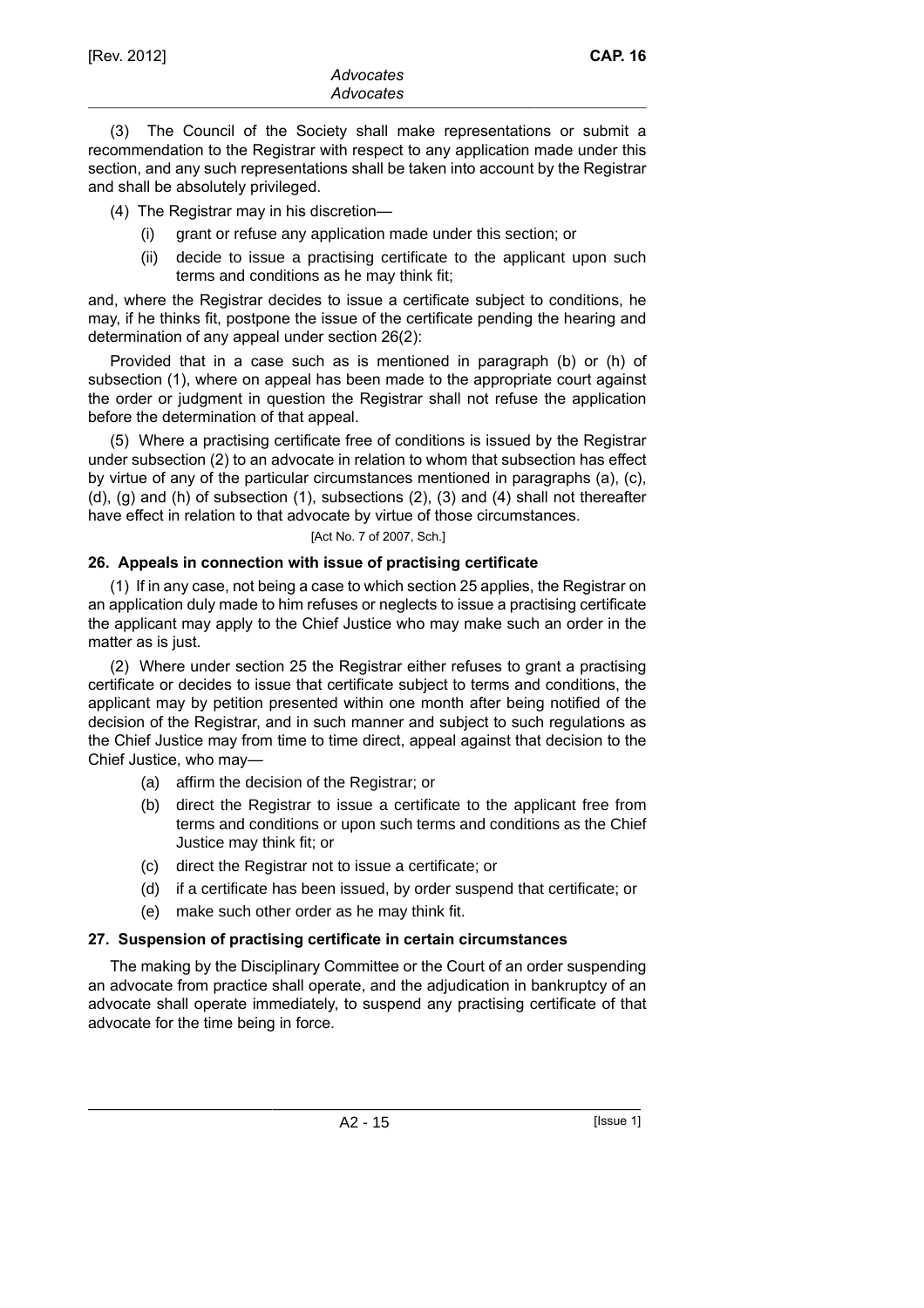(3) The Council of the Society shall make representations or submit a recommendation to the Registrar with respect to any application made under this section, and any such representations shall be taken into account by the Registrar and shall be absolutely privileged.

(4) The Registrar may in his discretion—

- (i) grant or refuse any application made under this section; or
- (ii) decide to issue a practising certificate to the applicant upon such terms and conditions as he may think fit;

and, where the Registrar decides to issue a certificate subject to conditions, he may, if he thinks fit, postpone the issue of the certificate pending the hearing and determination of any appeal under section 26(2):

Provided that in a case such as is mentioned in paragraph (b) or (h) of subsection (1), where on appeal has been made to the appropriate court against the order or judgment in question the Registrar shall not refuse the application before the determination of that appeal.

(5) Where a practising certificate free of conditions is issued by the Registrar under subsection (2) to an advocate in relation to whom that subsection has effect by virtue of any of the particular circumstances mentioned in paragraphs (a), (c), (d), (g) and (h) of subsection (1), subsections (2), (3) and (4) shall not thereafter have effect in relation to that advocate by virtue of those circumstances.

[Act No. 7 of 2007, Sch.]

### 26. Appeals in connection with issue of practising certificate

(1) If in any case, not being a case to which section 25 applies, the Registrar on an application duly made to him refuses or neglects to issue a practising certificate the applicant may apply to the Chief Justice who may make such an order in the matter as is just.

(2) Where under section 25 the Registrar either refuses to grant a practising certificate or decides to issue that certificate subject to terms and conditions, the applicant may by petition presented within one month after being notified of the decision of the Registrar, and in such manner and subject to such regulations as the Chief Justice may from time to time direct, appeal against that decision to the Chief Justice, who may—

- (a) affirm the decision of the Registrar; or
- (b) direct the Registrar to issue a certificate to the applicant free from terms and conditions or upon such terms and conditions as the Chief Justice may think fit; or
- (c) direct the Registrar not to issue a certificate; or
- (d) if a certificate has been issued, by order suspend that certificate; or
- (e) make such other order as he may think fit.

### 27. Suspension of practising certificate in certain circumstances

The making by the Disciplinary Committee or the Court of an order suspending an advocate from practice shall operate, and the adjudication in bankruptcy of an advocate shall operate immediately, to suspend any practising certificate of that advocate for the time being in force.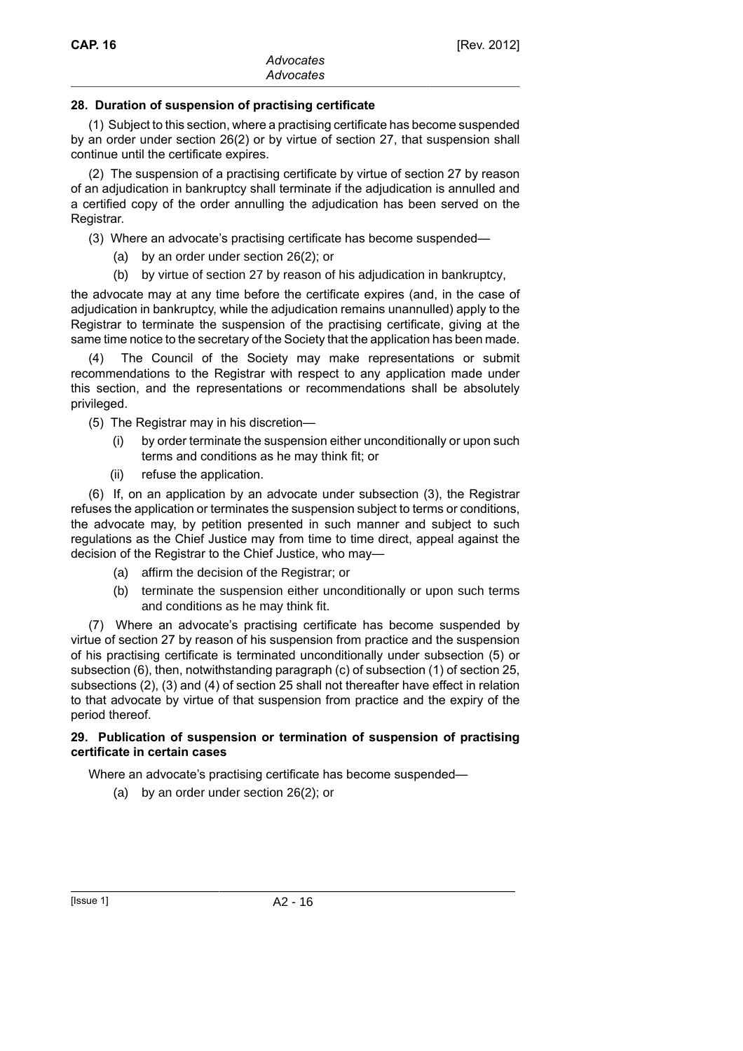**28. Duration of suspension of practising certificate**

(1) Subject to this section, where a practising certificate has become suspended by an order under section 26(2) or by virtue of section 27, that suspension shall continue until the certificate expires.

(2) The suspension of a practising certificate by virtue of section 27 by reason of an adjudication in bankruptcy shall terminate if the adjudication is annulled and a certified copy of the order annulling the adjudication has been served on the Registrar.

(3) Where an advocate's practising certificate has become suspended—

(a) by an order under section 26(2); or

(b) by virtue of section 27 by reason of his adjudication in bankruptcy,

the advocate may at any time before the certificate expires (and, in the case of adjudication in bankruptcy, while the adjudication remains unannulled) apply to the Registrar to terminate the suspension of the practising certificate, giving at the same time notice to the secretary of the Society that the application has been made.

(4) The Council of the Society may make representations or submit recommendations to the Registrar with respect to any application made under this section, and the representations or recommendations shall be absolutely privileged.

(5) The Registrar may in his discretion—

(i) by order terminate the suspension either unconditionally or upon such terms and conditions as he may think fit; or

(ii) refuse the application.

(6) If, on an application by an advocate under subsection (3), the Registrar refuses the application or terminates the suspension subject to terms or conditions, the advocate may, by petition presented in such manner and subject to such regulations as the Chief Justice may from time to time direct, appeal against the decision of the Registrar to the Chief Justice, who may—

(a) affirm the decision of the Registrar; or

(b) terminate the suspension either unconditionally or upon such terms and conditions as he may think fit.

(7) Where an advocate's practising certificate has become suspended by virtue of section 27 by reason of his suspension from practice and the suspension of his practising certificate is terminated unconditionally under subsection (5) or subsection (6), then, notwithstanding paragraph (c) of subsection (1) of section 25, subsections (2), (3) and (4) of section 25 shall not thereafter have effect in relation to that advocate by virtue of that suspension from practice and the expiry of the period thereof.

**29. Publication of suspension or termination of suspension of practising certificate in certain cases**

Where an advocate's practising certificate has become suspended—

(a) by an order under section 26(2); or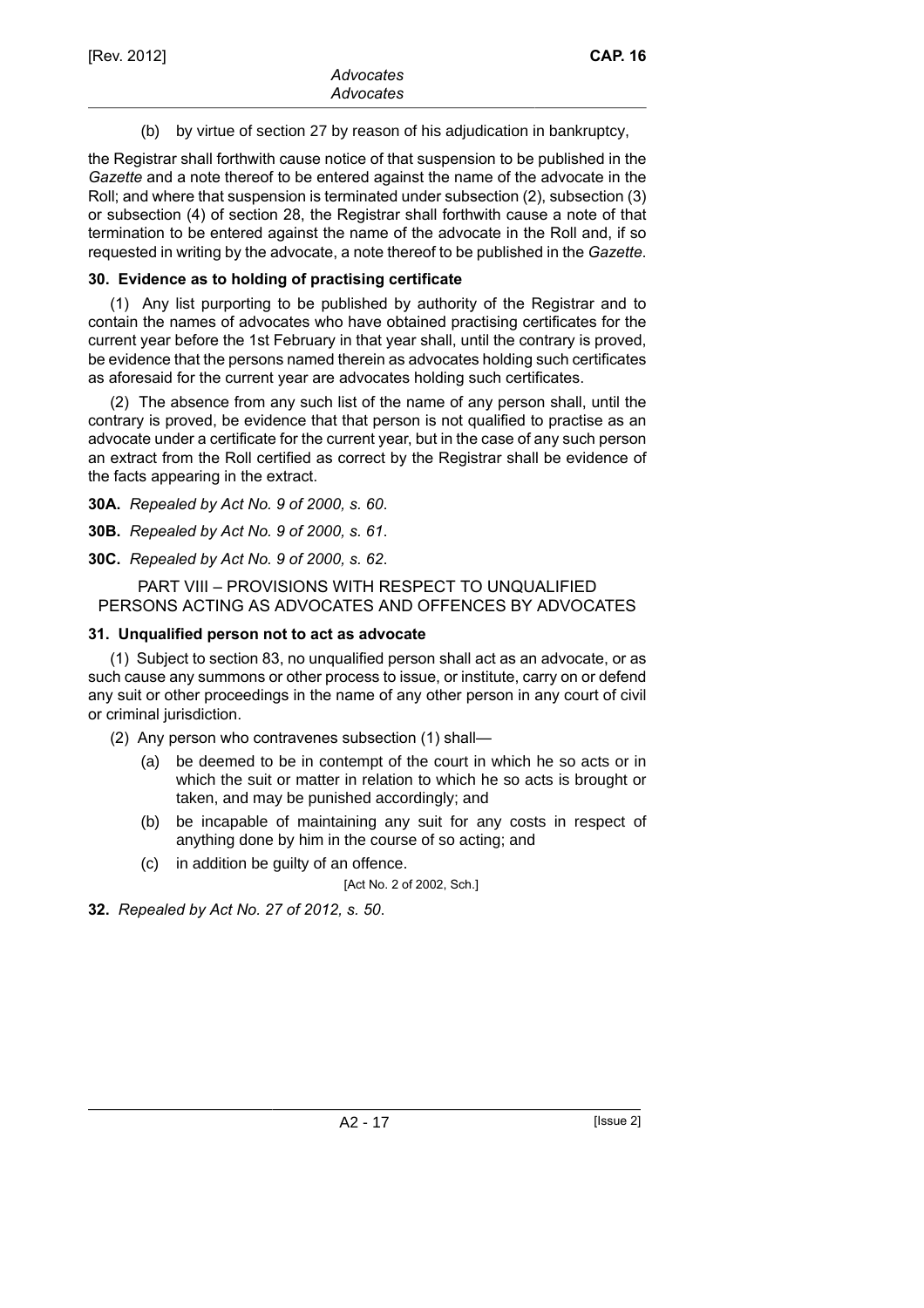(b) by virtue of section 27 by reason of his adjudication in bankruptcy,

the Registrar shall forthwith cause notice of that suspension to be published in the *Gazette* and a note thereof to be entered against the name of the advocate in the Roll; and where that suspension is terminated under subsection (2), subsection (3) or subsection (4) of section 28, the Registrar shall forthwith cause a note of that termination to be entered against the name of the advocate in the Roll and, if so requested in writing by the advocate, a note thereof to be published in the *Gazette*.

### 30. Evidence as to holding of practising certificate

(1) Any list purporting to be published by authority of the Registrar and to contain the names of advocates who have obtained practising certificates for the current year before the 1st February in that year shall, until the contrary is proved, be evidence that the persons named therein as advocates holding such certificates as aforesaid for the current year are advocates holding such certificates.

(2) The absence from any such list of the name of any person shall, until the contrary is proved, be evidence that that person is not qualified to practise as an advocate under a certificate for the current year, but in the case of any such person an extract from the Roll certified as correct by the Registrar shall be evidence of the facts appearing in the extract.

**30A.** *Repealed by Act No. 9 of 2000, s. 60.*

**30B.** *Repealed by Act No. 9 of 2000, s. 61.*

**30C.** *Repealed by Act No. 9 of 2000, s. 62.*

## PART VIII – PROVISIONS WITH RESPECT TO UNQUALIFIED PERSONS ACTING AS ADVOCATES AND OFFENCES BY ADVOCATES

### 31. Unqualified person not to act as advocate

(1) Subject to section 83, no unqualified person shall act as an advocate, or as such cause any summons or other process to issue, or institute, carry on or defend any suit or other proceedings in the name of any other person in any court of civil or criminal jurisdiction.

(2) Any person who contravenes subsection (1) shall—

(a) be deemed to be in contempt of the court in which he so acts or in which the suit or matter in relation to which he so acts is brought or taken, and may be punished accordingly; and

(b) be incapable of maintaining any suit for any costs in respect of anything done by him in the course of so acting; and

(c) in addition be guilty of an offence.

[Act No. 2 of 2002, Sch.]

**32.** *Repealed by Act No. 27 of 2012, s. 50.*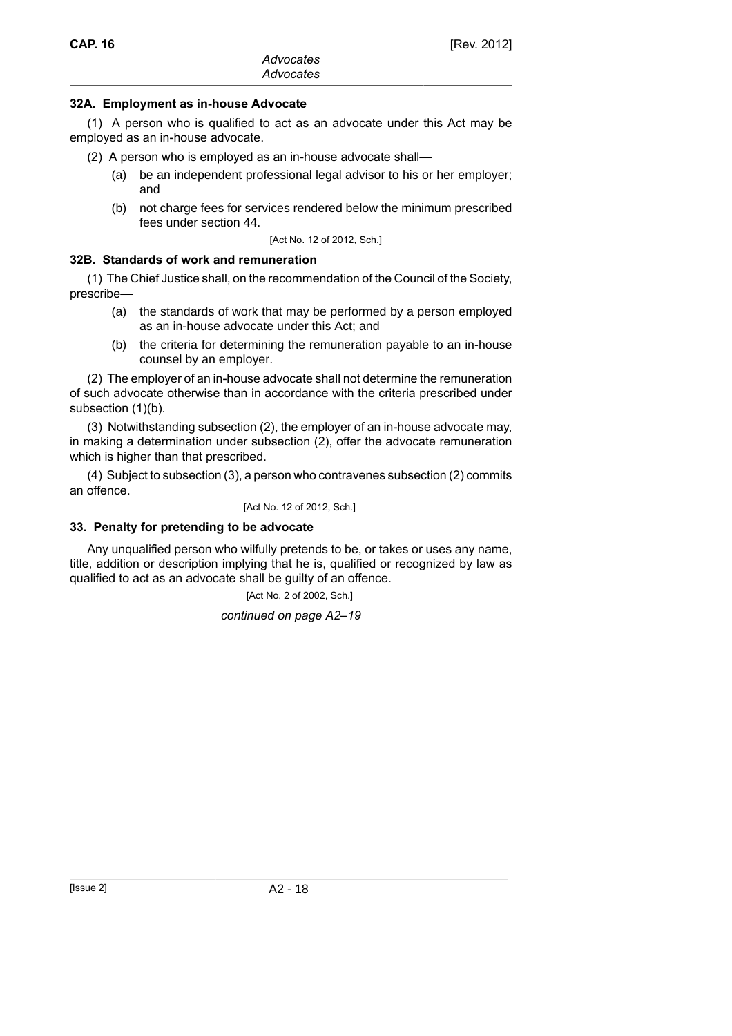### 32A. Employment as in-house Advocate

(1) A person who is qualified to act as an advocate under this Act may be employed as an in-house advocate.

(2) A person who is employed as an in-house advocate shall—

- (a) be an independent professional legal advisor to his or her employer; and
- (b) not charge fees for services rendered below the minimum prescribed fees under section 44.

[Act No. 12 of 2012, Sch.]

### 32B. Standards of work and remuneration

(1) The Chief Justice shall, on the recommendation of the Council of the Society, prescribe—

- (a) the standards of work that may be performed by a person employed as an in-house advocate under this Act; and
- (b) the criteria for determining the remuneration payable to an in-house counsel by an employer.

(2) The employer of an in-house advocate shall not determine the remuneration of such advocate otherwise than in accordance with the criteria prescribed under subsection (1)(b).

(3) Notwithstanding subsection (2), the employer of an in-house advocate may, in making a determination under subsection (2), offer the advocate remuneration which is higher than that prescribed.

(4) Subject to subsection (3), a person who contravenes subsection (2) commits an offence.

[Act No. 12 of 2012, Sch.]

### 33. Penalty for pretending to be advocate

Any unqualified person who wilfully pretends to be, or takes or uses any name, title, addition or description implying that he is, qualified or recognized by law as qualified to act as an advocate shall be guilty of an offence.

[Act No. 2 of 2002, Sch.]

*continued on page A2–19*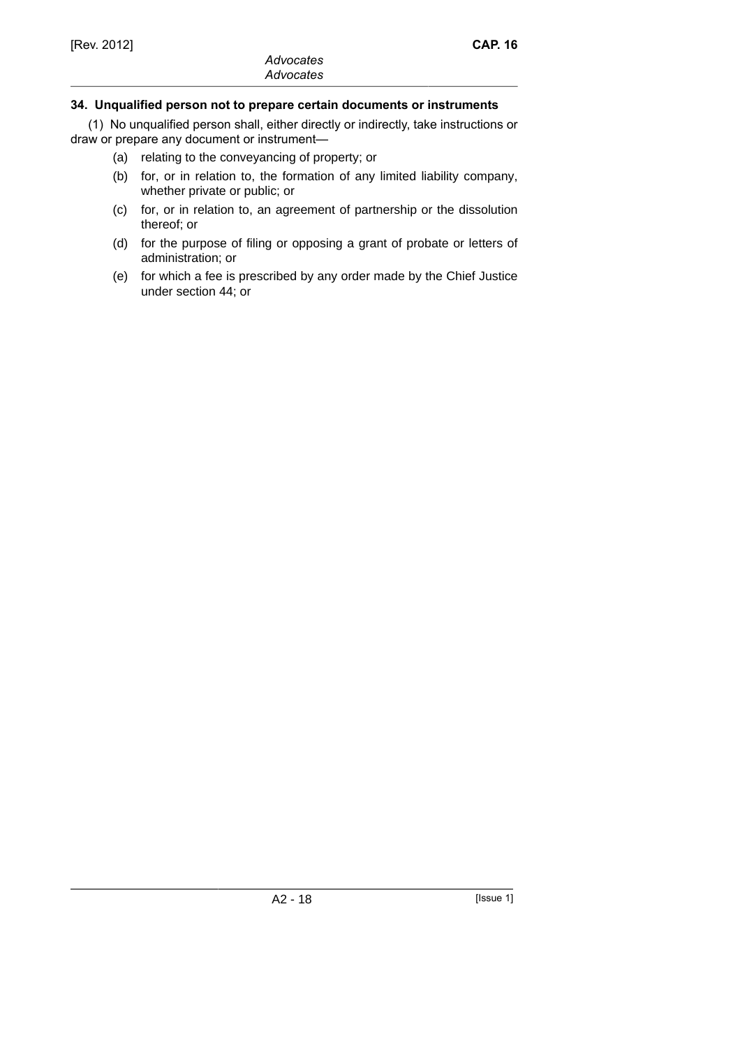## 34. Unqualified person not to prepare certain documents or instruments

(1) No unqualified person shall, either directly or indirectly, take instructions or draw or prepare any document or instrument—

- (a) relating to the conveyancing of property; or
- (b) for, or in relation to, the formation of any limited liability company, whether private or public; or
- (c) for, or in relation to, an agreement of partnership or the dissolution thereof; or
- (d) for the purpose of filing or opposing a grant of probate or letters of administration; or
- (e) for which a fee is prescribed by any order made by the Chief Justice under section 44; or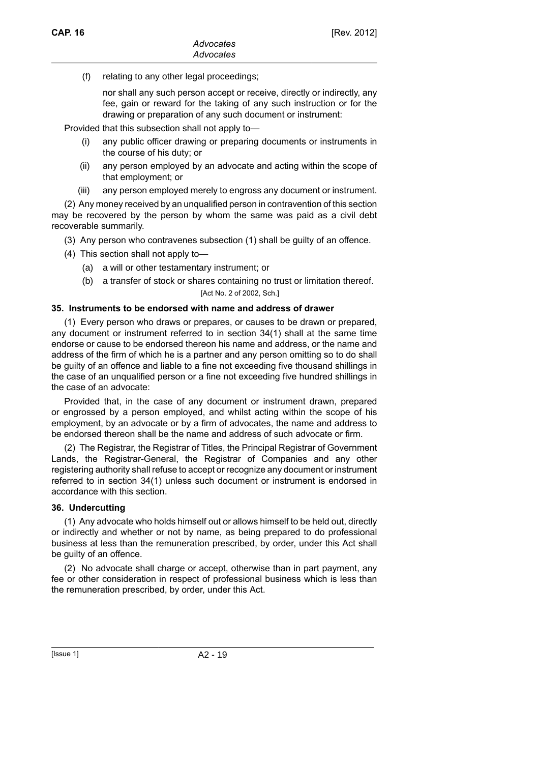(f) relating to any other legal proceedings;

nor shall any such person accept or receive, directly or indirectly, any fee, gain or reward for the taking of any such instruction or for the drawing or preparation of any such document or instrument:

Provided that this subsection shall not apply to—

(i) any public officer drawing or preparing documents or instruments in the course of his duty; or

(ii) any person employed by an advocate and acting within the scope of that employment; or

(iii) any person employed merely to engross any document or instrument.

(2) Any money received by an unqualified person in contravention of this section may be recovered by the person by whom the same was paid as a civil debt recoverable summarily.

(3) Any person who contravenes subsection (1) shall be guilty of an offence.

(4) This section shall not apply to—

(a) a will or other testamentary instrument; or

(b) a transfer of stock or shares containing no trust or limitation thereof.

[Act No. 2 of 2002, Sch.]

### 35. Instruments to be endorsed with name and address of drawer

(1) Every person who draws or prepares, or causes to be drawn or prepared, any document or instrument referred to in section 34(1) shall at the same time endorse or cause to be endorsed thereon his name and address, or the name and address of the firm of which he is a partner and any person omitting so to do shall be guilty of an offence and liable to a fine not exceeding five thousand shillings in the case of an unqualified person or a fine not exceeding five hundred shillings in the case of an advocate:

Provided that, in the case of any document or instrument drawn, prepared or engrossed by a person employed, and whilst acting within the scope of his employment, by an advocate or by a firm of advocates, the name and address to be endorsed thereon shall be the name and address of such advocate or firm.

(2) The Registrar, the Registrar of Titles, the Principal Registrar of Government Lands, the Registrar-General, the Registrar of Companies and any other registering authority shall refuse to accept or recognize any document or instrument referred to in section 34(1) unless such document or instrument is endorsed in accordance with this section.

### 36. Undercutting

(1) Any advocate who holds himself out or allows himself to be held out, directly or indirectly and whether or not by name, as being prepared to do professional business at less than the remuneration prescribed, by order, under this Act shall be guilty of an offence.

(2) No advocate shall charge or accept, otherwise than in part payment, any fee or other consideration in respect of professional business which is less than the remuneration prescribed, by order, under this Act.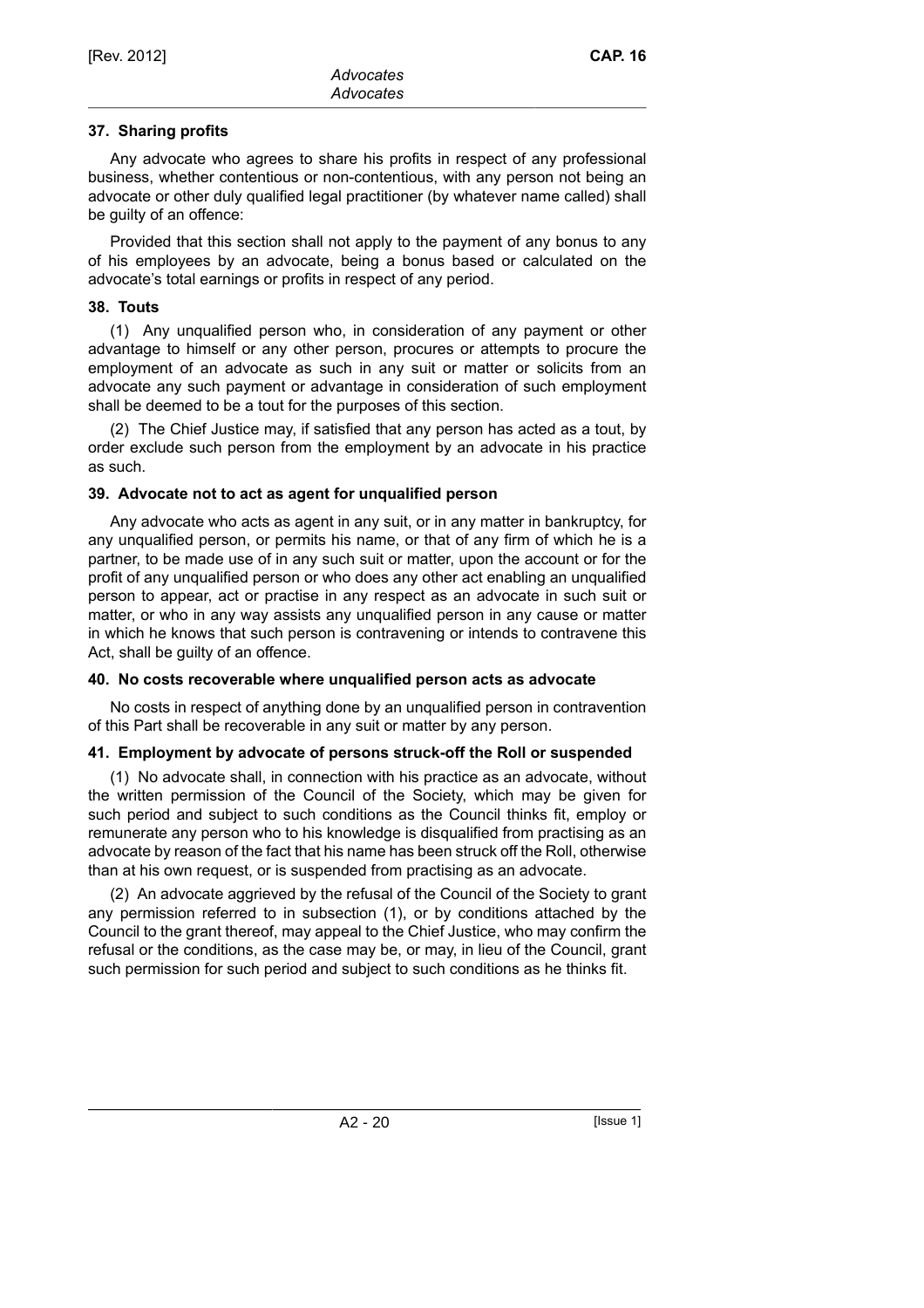### 37. Sharing profits

Any advocate who agrees to share his profits in respect of any professional business, whether contentious or non-contentious, with any person not being an advocate or other duly qualified legal practitioner (by whatever name called) shall be guilty of an offence:

Provided that this section shall not apply to the payment of any bonus to any of his employees by an advocate, being a bonus based or calculated on the advocate's total earnings or profits in respect of any period.

### 38. Touts

(1) Any unqualified person who, in consideration of any payment or other advantage to himself or any other person, procures or attempts to procure the employment of an advocate as such in any suit or matter or solicits from an advocate any such payment or advantage in consideration of such employment shall be deemed to be a tout for the purposes of this section.

(2) The Chief Justice may, if satisfied that any person has acted as a tout, by order exclude such person from the employment by an advocate in his practice as such.

### 39. Advocate not to act as agent for unqualified person

Any advocate who acts as agent in any suit, or in any matter in bankruptcy, for any unqualified person, or permits his name, or that of any firm of which he is a partner, to be made use of in any such suit or matter, upon the account or for the profit of any unqualified person or who does any other act enabling an unqualified person to appear, act or practise in any respect as an advocate in such suit or matter, or who in any way assists any unqualified person in any cause or matter in which he knows that such person is contravening or intends to contravene this Act, shall be guilty of an offence.

### 40. No costs recoverable where unqualified person acts as advocate

No costs in respect of anything done by an unqualified person in contravention of this Part shall be recoverable in any suit or matter by any person.

### 41. Employment by advocate of persons struck-off the Roll or suspended

(1) No advocate shall, in connection with his practice as an advocate, without the written permission of the Council of the Society, which may be given for such period and subject to such conditions as the Council thinks fit, employ or remunerate any person who to his knowledge is disqualified from practising as an advocate by reason of the fact that his name has been struck off the Roll, otherwise than at his own request, or is suspended from practising as an advocate.

(2) An advocate aggrieved by the refusal of the Council of the Society to grant any permission referred to in subsection (1), or by conditions attached by the Council to the grant thereof, may appeal to the Chief Justice, who may confirm the refusal or the conditions, as the case may be, or may, in lieu of the Council, grant such permission for such period and subject to such conditions as he thinks fit.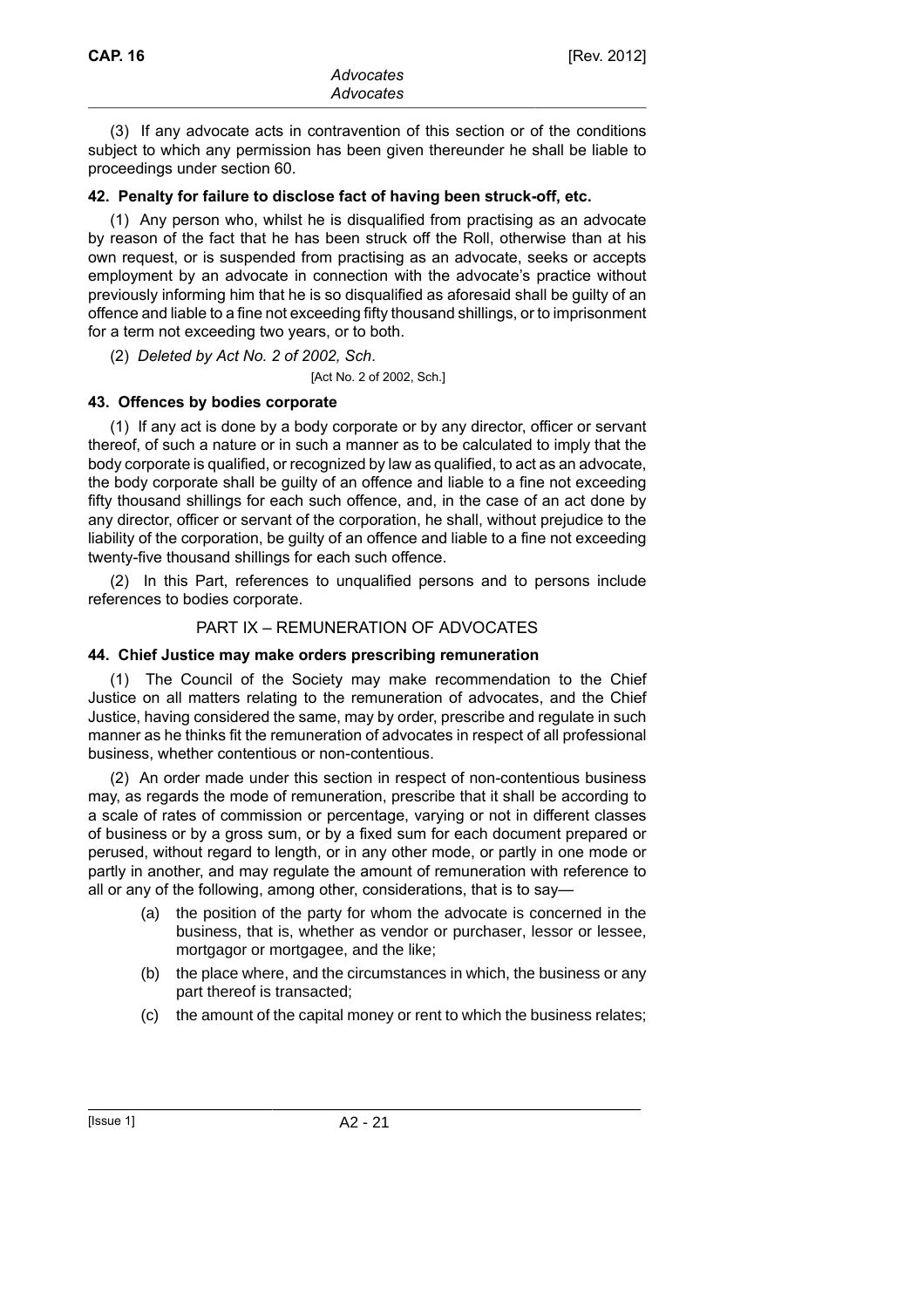(3) If any advocate acts in contravention of this section or of the conditions subject to which any permission has been given thereunder he shall be liable to proceedings under section 60.

### 42. Penalty for failure to disclose fact of having been struck-off, etc.

(1) Any person who, whilst he is disqualified from practising as an advocate by reason of the fact that he has been struck off the Roll, otherwise than at his own request, or is suspended from practising as an advocate, seeks or accepts employment by an advocate in connection with the advocate's practice without previously informing him that he is so disqualified as aforesaid shall be guilty of an offence and liable to a fine not exceeding fifty thousand shillings, or to imprisonment for a term not exceeding two years, or to both.

(2) *Deleted by Act No. 2 of 2002, Sch*.

[Act No. 2 of 2002, Sch.]

### 43. Offences by bodies corporate

(1) If any act is done by a body corporate or by any director, officer or servant thereof, of such a nature or in such a manner as to be calculated to imply that the body corporate is qualified, or recognized by law as qualified, to act as an advocate, the body corporate shall be guilty of an offence and liable to a fine not exceeding fifty thousand shillings for each such offence, and, in the case of an act done by any director, officer or servant of the corporation, he shall, without prejudice to the liability of the corporation, be guilty of an offence and liable to a fine not exceeding twenty-five thousand shillings for each such offence.

(2) In this Part, references to unqualified persons and to persons include references to bodies corporate.

## PART IX – REMUNERATION OF ADVOCATES

### 44. Chief Justice may make orders prescribing remuneration

(1) The Council of the Society may make recommendation to the Chief Justice on all matters relating to the remuneration of advocates, and the Chief Justice, having considered the same, may by order, prescribe and regulate in such manner as he thinks fit the remuneration of advocates in respect of all professional business, whether contentious or non-contentious.

(2) An order made under this section in respect of non-contentious business may, as regards the mode of remuneration, prescribe that it shall be according to a scale of rates of commission or percentage, varying or not in different classes of business or by a gross sum, or by a fixed sum for each document prepared or perused, without regard to length, or in any other mode, or partly in one mode or partly in another, and may regulate the amount of remuneration with reference to all or any of the following, among other, considerations, that is to say—

- (a) the position of the party for whom the advocate is concerned in the business, that is, whether as vendor or purchaser, lessor or lessee, mortgagor or mortgagee, and the like;
- (b) the place where, and the circumstances in which, the business or any part thereof is transacted;
- (c) the amount of the capital money or rent to which the business relates;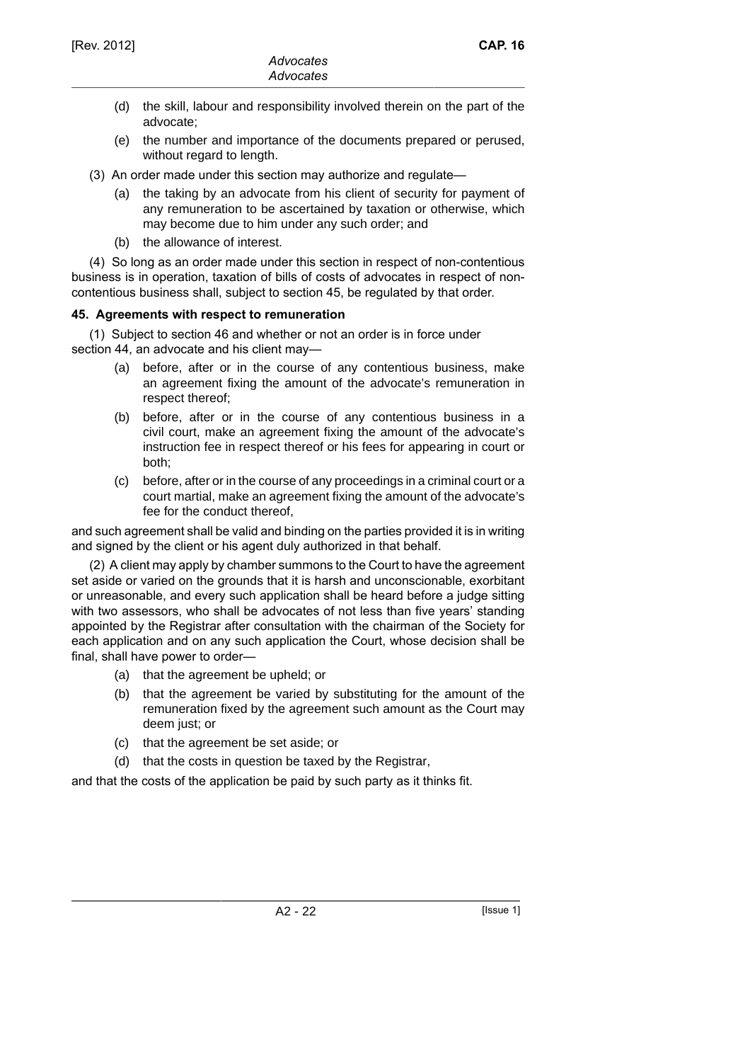(d) the skill, labour and responsibility involved therein on the part of the advocate;

(e) the number and importance of the documents prepared or perused, without regard to length.

(3) An order made under this section may authorize and regulate—

(a) the taking by an advocate from his client of security for payment of any remuneration to be ascertained by taxation or otherwise, which may become due to him under any such order; and

(b) the allowance of interest.

(4) So long as an order made under this section in respect of non-contentious business is in operation, taxation of bills of costs of advocates in respect of non-contentious business shall, subject to section 45, be regulated by that order.

**45. Agreements with respect to remuneration**

(1) Subject to section 46 and whether or not an order is in force under section 44, an advocate and his client may—

(a) before, after or in the course of any contentious business, make an agreement fixing the amount of the advocate's remuneration in respect thereof;

(b) before, after or in the course of any contentious business in a civil court, make an agreement fixing the amount of the advocate's instruction fee in respect thereof or his fees for appearing in court or both;

(c) before, after or in the course of any proceedings in a criminal court or a court martial, make an agreement fixing the amount of the advocate's fee for the conduct thereof,

and such agreement shall be valid and binding on the parties provided it is in writing and signed by the client or his agent duly authorized in that behalf.

(2) A client may apply by chamber summons to the Court to have the agreement set aside or varied on the grounds that it is harsh and unconscionable, exorbitant or unreasonable, and every such application shall be heard before a judge sitting with two assessors, who shall be advocates of not less than five years' standing appointed by the Registrar after consultation with the chairman of the Society for each application and on any such application the Court, whose decision shall be final, shall have power to order—

(a) that the agreement be upheld; or

(b) that the agreement be varied by substituting for the amount of the remuneration fixed by the agreement such amount as the Court may deem just; or

(c) that the agreement be set aside; or

(d) that the costs in question be taxed by the Registrar,

and that the costs of the application be paid by such party as it thinks fit.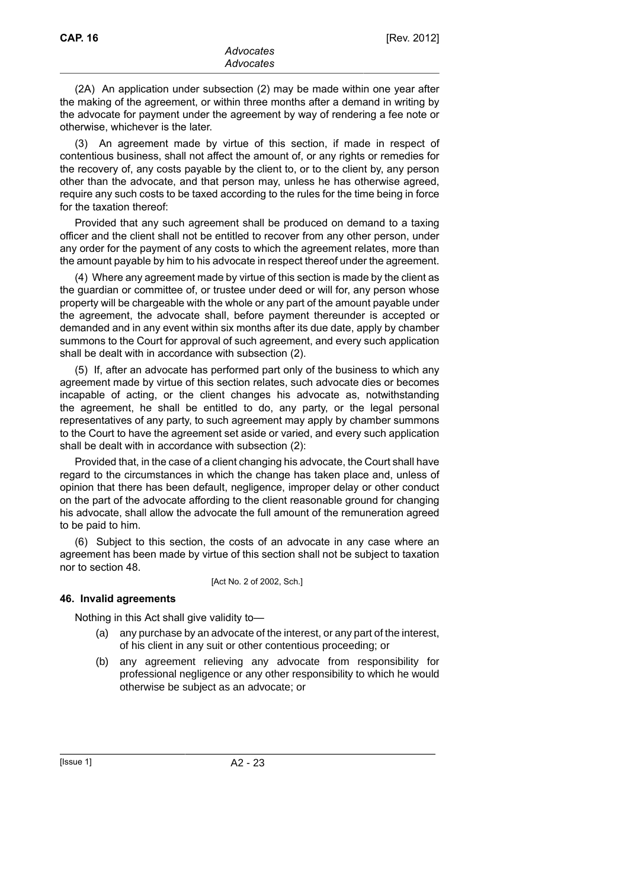(2A) An application under subsection (2) may be made within one year after the making of the agreement, or within three months after a demand in writing by the advocate for payment under the agreement by way of rendering a fee note or otherwise, whichever is the later.

(3) An agreement made by virtue of this section, if made in respect of contentious business, shall not affect the amount of, or any rights or remedies for the recovery of, any costs payable by the client to, or to the client by, any person other than the advocate, and that person may, unless he has otherwise agreed, require any such costs to be taxed according to the rules for the time being in force for the taxation thereof:

Provided that any such agreement shall be produced on demand to a taxing officer and the client shall not be entitled to recover from any other person, under any order for the payment of any costs to which the agreement relates, more than the amount payable by him to his advocate in respect thereof under the agreement.

(4) Where any agreement made by virtue of this section is made by the client as the guardian or committee of, or trustee under deed or will for, any person whose property will be chargeable with the whole or any part of the amount payable under the agreement, the advocate shall, before payment thereunder is accepted or demanded and in any event within six months after its due date, apply by chamber summons to the Court for approval of such agreement, and every such application shall be dealt with in accordance with subsection (2).

(5) If, after an advocate has performed part only of the business to which any agreement made by virtue of this section relates, such advocate dies or becomes incapable of acting, or the client changes his advocate as, notwithstanding the agreement, he shall be entitled to do, any party, or the legal personal representatives of any party, to such agreement may apply by chamber summons to the Court to have the agreement set aside or varied, and every such application shall be dealt with in accordance with subsection (2):

Provided that, in the case of a client changing his advocate, the Court shall have regard to the circumstances in which the change has taken place and, unless of opinion that there has been default, negligence, improper delay or other conduct on the part of the advocate affording to the client reasonable ground for changing his advocate, shall allow the advocate the full amount of the remuneration agreed to be paid to him.

(6) Subject to this section, the costs of an advocate in any case where an agreement has been made by virtue of this section shall not be subject to taxation nor to section 48.

[Act No. 2 of 2002, Sch.]

**46. Invalid agreements**

Nothing in this Act shall give validity to—

(a) any purchase by an advocate of the interest, or any part of the interest, of his client in any suit or other contentious proceeding; or

(b) any agreement relieving any advocate from responsibility for professional negligence or any other responsibility to which he would otherwise be subject as an advocate; or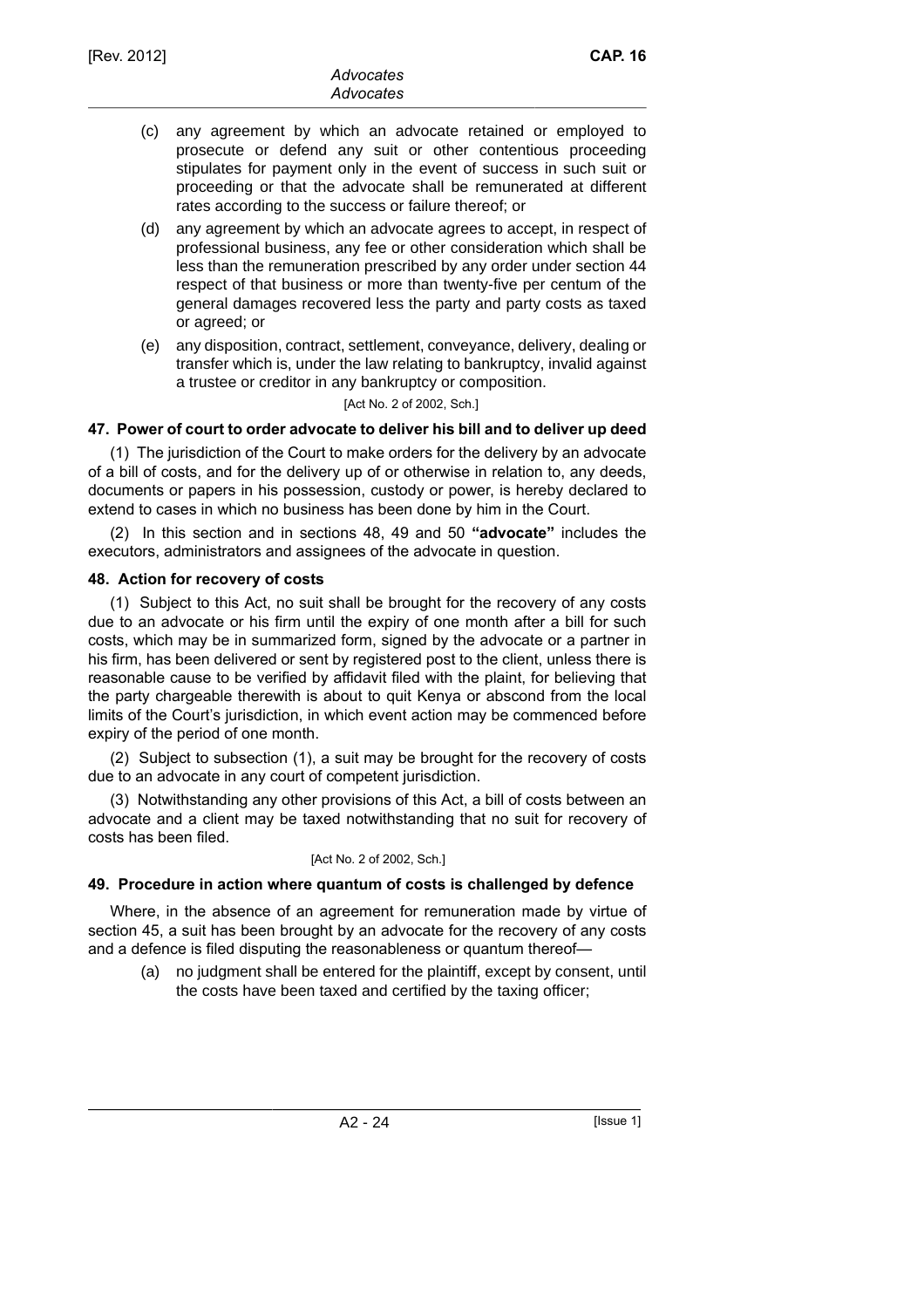(c) any agreement by which an advocate retained or employed to prosecute or defend any suit or other contentious proceeding stipulates for payment only in the event of success in such suit or proceeding or that the advocate shall be remunerated at different rates according to the success or failure thereof; or

(d) any agreement by which an advocate agrees to accept, in respect of professional business, any fee or other consideration which shall be less than the remuneration prescribed by any order under section 44 respect of that business or more than twenty-five per centum of the general damages recovered less the party and party costs as taxed or agreed; or

(e) any disposition, contract, settlement, conveyance, delivery, dealing or transfer which is, under the law relating to bankruptcy, invalid against a trustee or creditor in any bankruptcy or composition.

[Act No. 2 of 2002, Sch.]

### 47. Power of court to order advocate to deliver his bill and to deliver up deed

(1) The jurisdiction of the Court to make orders for the delivery by an advocate of a bill of costs, and for the delivery up of or otherwise in relation to, any deeds, documents or papers in his possession, custody or power, is hereby declared to extend to cases in which no business has been done by him in the Court.

(2) In this section and in sections 48, 49 and 50 **"advocate"** includes the executors, administrators and assignees of the advocate in question.

### 48. Action for recovery of costs

(1) Subject to this Act, no suit shall be brought for the recovery of any costs due to an advocate or his firm until the expiry of one month after a bill for such costs, which may be in summarized form, signed by the advocate or a partner in his firm, has been delivered or sent by registered post to the client, unless there is reasonable cause to be verified by affidavit filed with the plaint, for believing that the party chargeable therewith is about to quit Kenya or abscond from the local limits of the Court's jurisdiction, in which event action may be commenced before expiry of the period of one month.

(2) Subject to subsection (1), a suit may be brought for the recovery of costs due to an advocate in any court of competent jurisdiction.

(3) Notwithstanding any other provisions of this Act, a bill of costs between an advocate and a client may be taxed notwithstanding that no suit for recovery of costs has been filed.

[Act No. 2 of 2002, Sch.]

### 49. Procedure in action where quantum of costs is challenged by defence

Where, in the absence of an agreement for remuneration made by virtue of section 45, a suit has been brought by an advocate for the recovery of any costs and a defence is filed disputing the reasonableness or quantum thereof—

(a) no judgment shall be entered for the plaintiff, except by consent, until the costs have been taxed and certified by the taxing officer;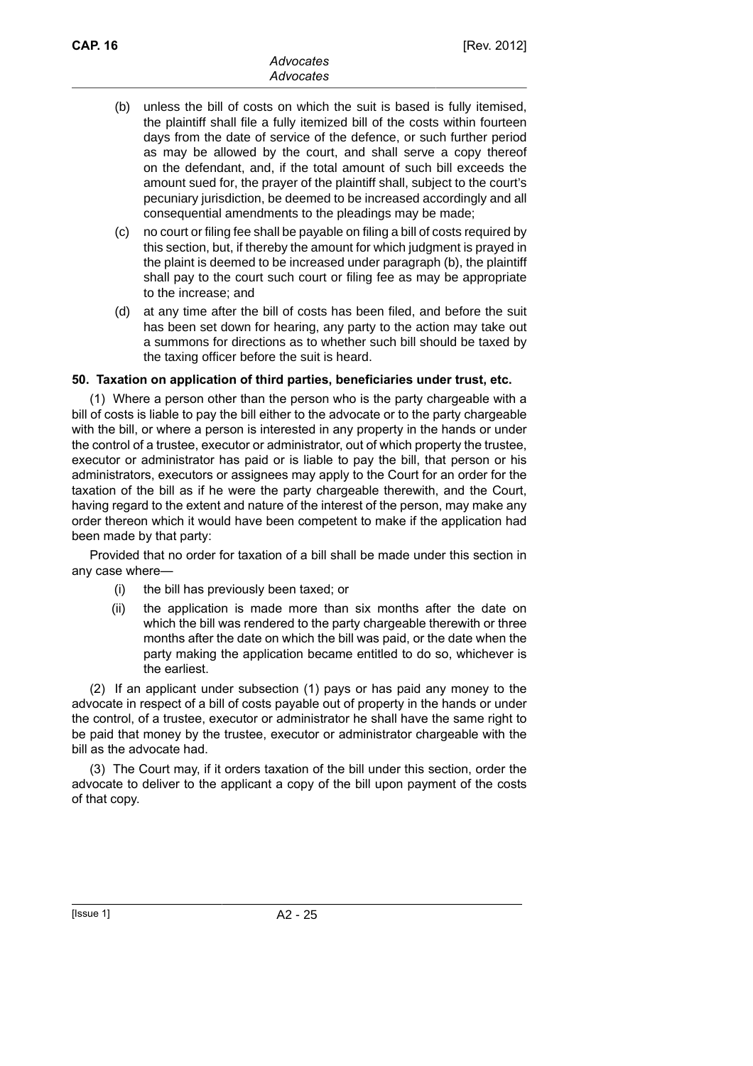(b) unless the bill of costs on which the suit is based is fully itemised, the plaintiff shall file a fully itemized bill of the costs within fourteen days from the date of service of the defence, or such further period as may be allowed by the court, and shall serve a copy thereof on the defendant, and, if the total amount of such bill exceeds the amount sued for, the prayer of the plaintiff shall, subject to the court's pecuniary jurisdiction, be deemed to be increased accordingly and all consequential amendments to the pleadings may be made;

(c) no court or filing fee shall be payable on filing a bill of costs required by this section, but, if thereby the amount for which judgment is prayed in the plaint is deemed to be increased under paragraph (b), the plaintiff shall pay to the court such court or filing fee as may be appropriate to the increase; and

(d) at any time after the bill of costs has been filed, and before the suit has been set down for hearing, any party to the action may take out a summons for directions as to whether such bill should be taxed by the taxing officer before the suit is heard.

**50. Taxation on application of third parties, beneficiaries under trust, etc.**

(1) Where a person other than the person who is the party chargeable with a bill of costs is liable to pay the bill either to the advocate or to the party chargeable with the bill, or where a person is interested in any property in the hands or under the control of a trustee, executor or administrator, out of which property the trustee, executor or administrator has paid or is liable to pay the bill, that person or his administrators, executors or assignees may apply to the Court for an order for the taxation of the bill as if he were the party chargeable therewith, and the Court, having regard to the extent and nature of the interest of the person, may make any order thereon which it would have been competent to make if the application had been made by that party:

Provided that no order for taxation of a bill shall be made under this section in any case where—

(i) the bill has previously been taxed; or

(ii) the application is made more than six months after the date on which the bill was rendered to the party chargeable therewith or three months after the date on which the bill was paid, or the date when the party making the application became entitled to do so, whichever is the earliest.

(2) If an applicant under subsection (1) pays or has paid any money to the advocate in respect of a bill of costs payable out of property in the hands or under the control, of a trustee, executor or administrator he shall have the same right to be paid that money by the trustee, executor or administrator chargeable with the bill as the advocate had.

(3) The Court may, if it orders taxation of the bill under this section, order the advocate to deliver to the applicant a copy of the bill upon payment of the costs of that copy.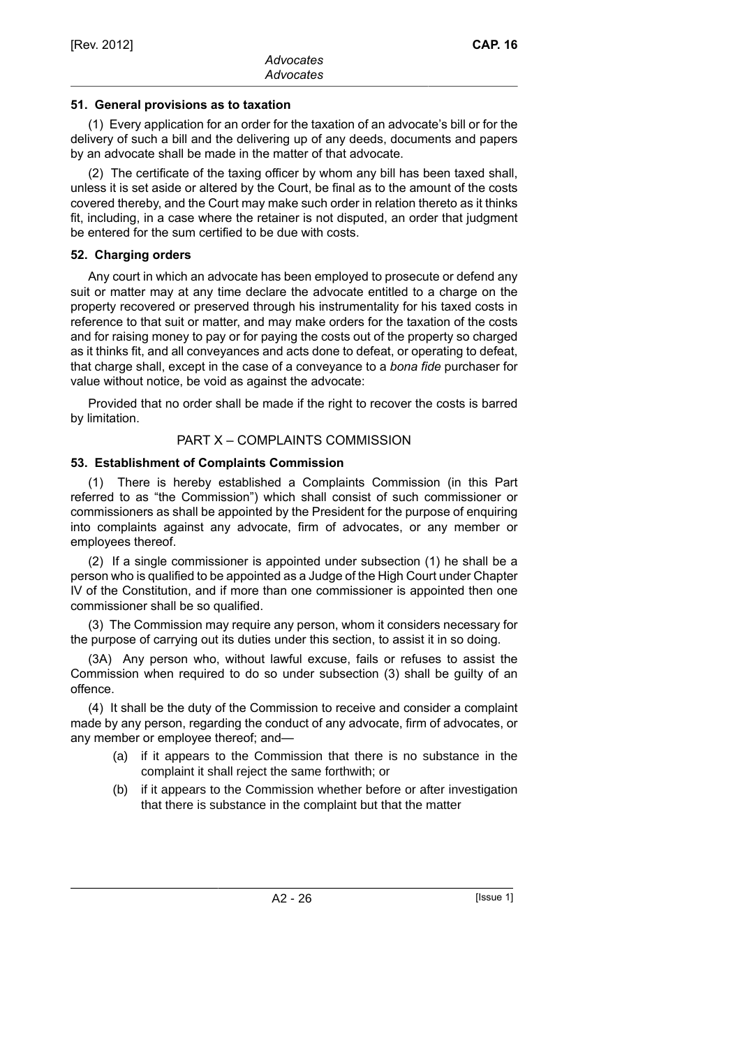### 51. General provisions as to taxation

(1) Every application for an order for the taxation of an advocate's bill or for the delivery of such a bill and the delivering up of any deeds, documents and papers by an advocate shall be made in the matter of that advocate.

(2) The certificate of the taxing officer by whom any bill has been taxed shall, unless it is set aside or altered by the Court, be final as to the amount of the costs covered thereby, and the Court may make such order in relation thereto as it thinks fit, including, in a case where the retainer is not disputed, an order that judgment be entered for the sum certified to be due with costs.

### 52. Charging orders

Any court in which an advocate has been employed to prosecute or defend any suit or matter may at any time declare the advocate entitled to a charge on the property recovered or preserved through his instrumentality for his taxed costs in reference to that suit or matter, and may make orders for the taxation of the costs and for raising money to pay or for paying the costs out of the property so charged as it thinks fit, and all conveyances and acts done to defeat, or operating to defeat, that charge shall, except in the case of a conveyance to a *bona fide* purchaser for value without notice, be void as against the advocate:

Provided that no order shall be made if the right to recover the costs is barred by limitation.

## PART X – COMPLAINTS COMMISSION

### 53. Establishment of Complaints Commission

(1) There is hereby established a Complaints Commission (in this Part referred to as "the Commission") which shall consist of such commissioner or commissioners as shall be appointed by the President for the purpose of enquiring into complaints against any advocate, firm of advocates, or any member or employees thereof.

(2) If a single commissioner is appointed under subsection (1) he shall be a person who is qualified to be appointed as a Judge of the High Court under Chapter IV of the Constitution, and if more than one commissioner is appointed then one commissioner shall be so qualified.

(3) The Commission may require any person, whom it considers necessary for the purpose of carrying out its duties under this section, to assist it in so doing.

(3A) Any person who, without lawful excuse, fails or refuses to assist the Commission when required to do so under subsection (3) shall be guilty of an offence.

(4) It shall be the duty of the Commission to receive and consider a complaint made by any person, regarding the conduct of any advocate, firm of advocates, or any member or employee thereof; and—

- (a) if it appears to the Commission that there is no substance in the complaint it shall reject the same forthwith; or
- (b) if it appears to the Commission whether before or after investigation that there is substance in the complaint but that the matter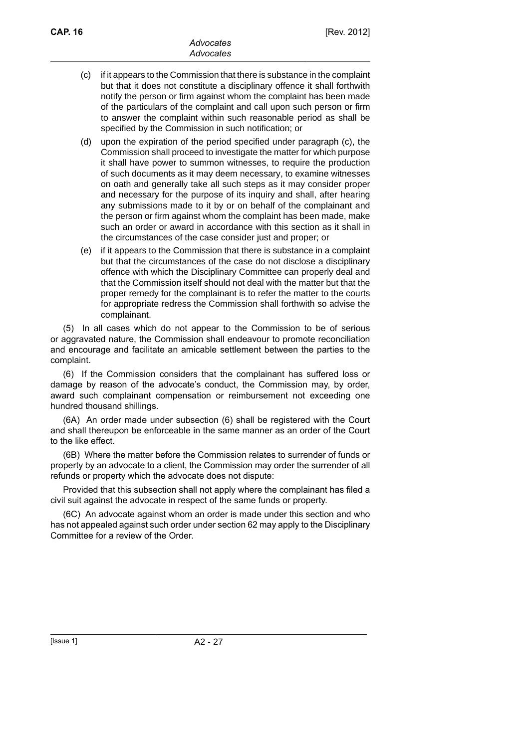(c) if it appears to the Commission that there is substance in the complaint but that it does not constitute a disciplinary offence it shall forthwith notify the person or firm against whom the complaint has been made of the particulars of the complaint and call upon such person or firm to answer the complaint within such reasonable period as shall be specified by the Commission in such notification; or

(d) upon the expiration of the period specified under paragraph (c), the Commission shall proceed to investigate the matter for which purpose it shall have power to summon witnesses, to require the production of such documents as it may deem necessary, to examine witnesses on oath and generally take all such steps as it may consider proper and necessary for the purpose of its inquiry and shall, after hearing any submissions made to it by or on behalf of the complainant and the person or firm against whom the complaint has been made, make such an order or award in accordance with this section as it shall in the circumstances of the case consider just and proper; or

(e) if it appears to the Commission that there is substance in a complaint but that the circumstances of the case do not disclose a disciplinary offence with which the Disciplinary Committee can properly deal and that the Commission itself should not deal with the matter but that the proper remedy for the complainant is to refer the matter to the courts for appropriate redress the Commission shall forthwith so advise the complainant.

(5) In all cases which do not appear to the Commission to be of serious or aggravated nature, the Commission shall endeavour to promote reconciliation and encourage and facilitate an amicable settlement between the parties to the complaint.

(6) If the Commission considers that the complainant has suffered loss or damage by reason of the advocate's conduct, the Commission may, by order, award such complainant compensation or reimbursement not exceeding one hundred thousand shillings.

(6A) An order made under subsection (6) shall be registered with the Court and shall thereupon be enforceable in the same manner as an order of the Court to the like effect.

(6B) Where the matter before the Commission relates to surrender of funds or property by an advocate to a client, the Commission may order the surrender of all refunds or property which the advocate does not dispute:

Provided that this subsection shall not apply where the complainant has filed a civil suit against the advocate in respect of the same funds or property.

(6C) An advocate against whom an order is made under this section and who has not appealed against such order under section 62 may apply to the Disciplinary Committee for a review of the Order.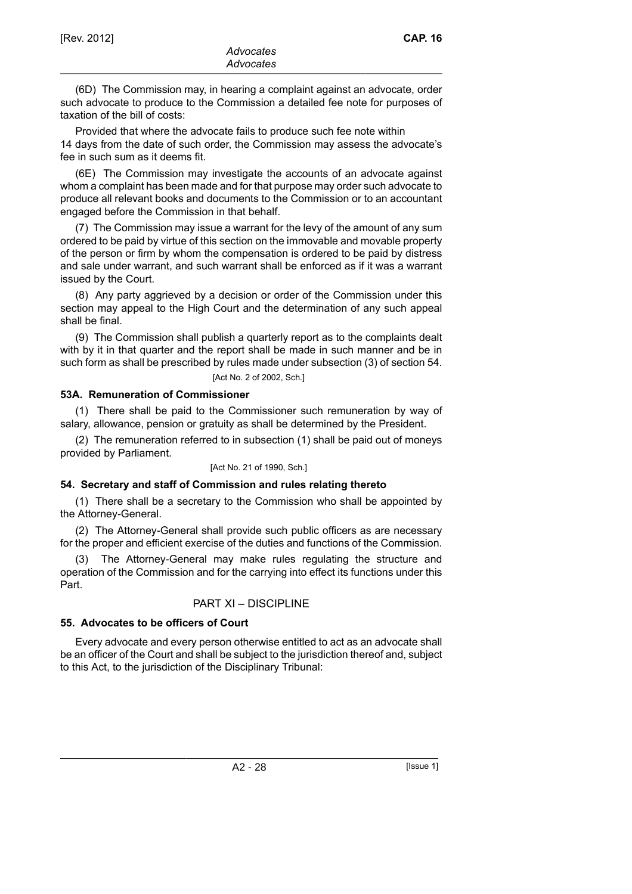(6D) The Commission may, in hearing a complaint against an advocate, order such advocate to produce to the Commission a detailed fee note for purposes of taxation of the bill of costs:

Provided that where the advocate fails to produce such fee note within 14 days from the date of such order, the Commission may assess the advocate's fee in such sum as it deems fit.

(6E) The Commission may investigate the accounts of an advocate against whom a complaint has been made and for that purpose may order such advocate to produce all relevant books and documents to the Commission or to an accountant engaged before the Commission in that behalf.

(7) The Commission may issue a warrant for the levy of the amount of any sum ordered to be paid by virtue of this section on the immovable and movable property of the person or firm by whom the compensation is ordered to be paid by distress and sale under warrant, and such warrant shall be enforced as if it was a warrant issued by the Court.

(8) Any party aggrieved by a decision or order of the Commission under this section may appeal to the High Court and the determination of any such appeal shall be final.

(9) The Commission shall publish a quarterly report as to the complaints dealt with by it in that quarter and the report shall be made in such manner and be in such form as shall be prescribed by rules made under subsection (3) of section 54.

[Act No. 2 of 2002, Sch.]

### 53A. Remuneration of Commissioner

(1) There shall be paid to the Commissioner such remuneration by way of salary, allowance, pension or gratuity as shall be determined by the President.

(2) The remuneration referred to in subsection (1) shall be paid out of moneys provided by Parliament.

[Act No. 21 of 1990, Sch.]

### 54. Secretary and staff of Commission and rules relating thereto

(1) There shall be a secretary to the Commission who shall be appointed by the Attorney-General.

(2) The Attorney-General shall provide such public officers as are necessary for the proper and efficient exercise of the duties and functions of the Commission.

(3) The Attorney-General may make rules regulating the structure and operation of the Commission and for the carrying into effect its functions under this Part.

## PART XI – DISCIPLINE

### 55. Advocates to be officers of Court

Every advocate and every person otherwise entitled to act as an advocate shall be an officer of the Court and shall be subject to the jurisdiction thereof and, subject to this Act, to the jurisdiction of the Disciplinary Tribunal: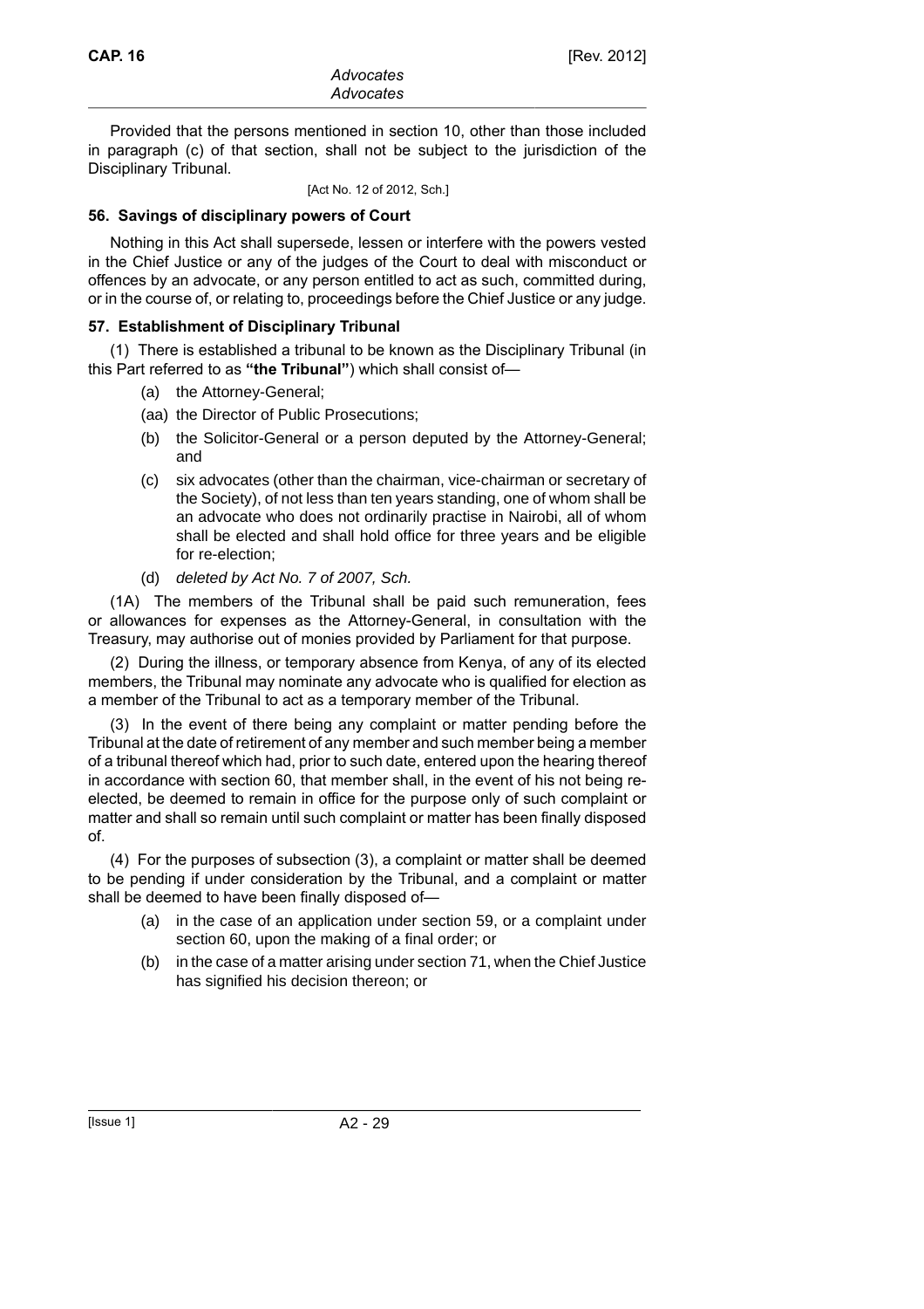Provided that the persons mentioned in section 10, other than those included in paragraph (c) of that section, shall not be subject to the jurisdiction of the Disciplinary Tribunal.

[Act No. 12 of 2012, Sch.]

### 56. Savings of disciplinary powers of Court

Nothing in this Act shall supersede, lessen or interfere with the powers vested in the Chief Justice or any of the judges of the Court to deal with misconduct or offences by an advocate, or any person entitled to act as such, committed during, or in the course of, or relating to, proceedings before the Chief Justice or any judge.

### 57. Establishment of Disciplinary Tribunal

(1) There is established a tribunal to be known as the Disciplinary Tribunal (in this Part referred to as **"the Tribunal"**) which shall consist of—

- (a) the Attorney-General;
- (aa) the Director of Public Prosecutions;
- (b) the Solicitor-General or a person deputed by the Attorney-General; and
- (c) six advocates (other than the chairman, vice-chairman or secretary of the Society), of not less than ten years standing, one of whom shall be an advocate who does not ordinarily practise in Nairobi, all of whom shall be elected and shall hold office for three years and be eligible for re-election;
- (d) *deleted by Act No. 7 of 2007, Sch.*

(1A) The members of the Tribunal shall be paid such remuneration, fees or allowances for expenses as the Attorney-General, in consultation with the Treasury, may authorise out of monies provided by Parliament for that purpose.

(2) During the illness, or temporary absence from Kenya, of any of its elected members, the Tribunal may nominate any advocate who is qualified for election as a member of the Tribunal to act as a temporary member of the Tribunal.

(3) In the event of there being any complaint or matter pending before the Tribunal at the date of retirement of any member and such member being a member of a tribunal thereof which had, prior to such date, entered upon the hearing thereof in accordance with section 60, that member shall, in the event of his not being re-elected, be deemed to remain in office for the purpose only of such complaint or matter and shall so remain until such complaint or matter has been finally disposed of.

(4) For the purposes of subsection (3), a complaint or matter shall be deemed to be pending if under consideration by the Tribunal, and a complaint or matter shall be deemed to have been finally disposed of—

- (a) in the case of an application under section 59, or a complaint under section 60, upon the making of a final order; or
- (b) in the case of a matter arising under section 71, when the Chief Justice has signified his decision thereon; or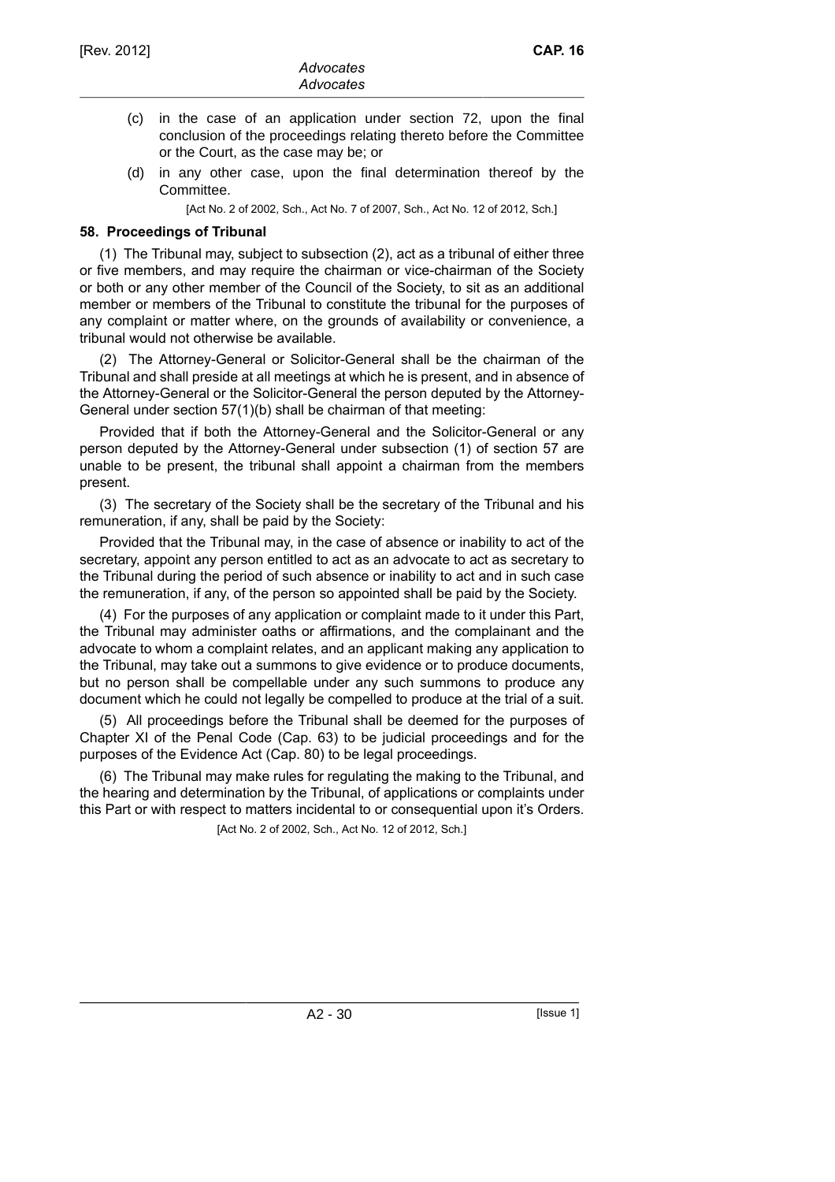(c) in the case of an application under section 72, upon the final conclusion of the proceedings relating thereto before the Committee or the Court, as the case may be; or

(d) in any other case, upon the final determination thereof by the Committee.

[Act No. 2 of 2002, Sch., Act No. 7 of 2007, Sch., Act No. 12 of 2012, Sch.]

**58. Proceedings of Tribunal**

(1) The Tribunal may, subject to subsection (2), act as a tribunal of either three or five members, and may require the chairman or vice-chairman of the Society or both or any other member of the Council of the Society, to sit as an additional member or members of the Tribunal to constitute the tribunal for the purposes of any complaint or matter where, on the grounds of availability or convenience, a tribunal would not otherwise be available.

(2) The Attorney-General or Solicitor-General shall be the chairman of the Tribunal and shall preside at all meetings at which he is present, and in absence of the Attorney-General or the Solicitor-General the person deputed by the Attorney-General under section 57(1)(b) shall be chairman of that meeting:

Provided that if both the Attorney-General and the Solicitor-General or any person deputed by the Attorney-General under subsection (1) of section 57 are unable to be present, the tribunal shall appoint a chairman from the members present.

(3) The secretary of the Society shall be the secretary of the Tribunal and his remuneration, if any, shall be paid by the Society:

Provided that the Tribunal may, in the case of absence or inability to act of the secretary, appoint any person entitled to act as an advocate to act as secretary to the Tribunal during the period of such absence or inability to act and in such case the remuneration, if any, of the person so appointed shall be paid by the Society.

(4) For the purposes of any application or complaint made to it under this Part, the Tribunal may administer oaths or affirmations, and the complainant and the advocate to whom a complaint relates, and an applicant making any application to the Tribunal, may take out a summons to give evidence or to produce documents, but no person shall be compellable under any such summons to produce any document which he could not legally be compelled to produce at the trial of a suit.

(5) All proceedings before the Tribunal shall be deemed for the purposes of Chapter XI of the Penal Code (Cap. 63) to be judicial proceedings and for the purposes of the Evidence Act (Cap. 80) to be legal proceedings.

(6) The Tribunal may make rules for regulating the making to the Tribunal, and the hearing and determination by the Tribunal, of applications or complaints under this Part or with respect to matters incidental to or consequential upon it's Orders.

[Act No. 2 of 2002, Sch., Act No. 12 of 2012, Sch.]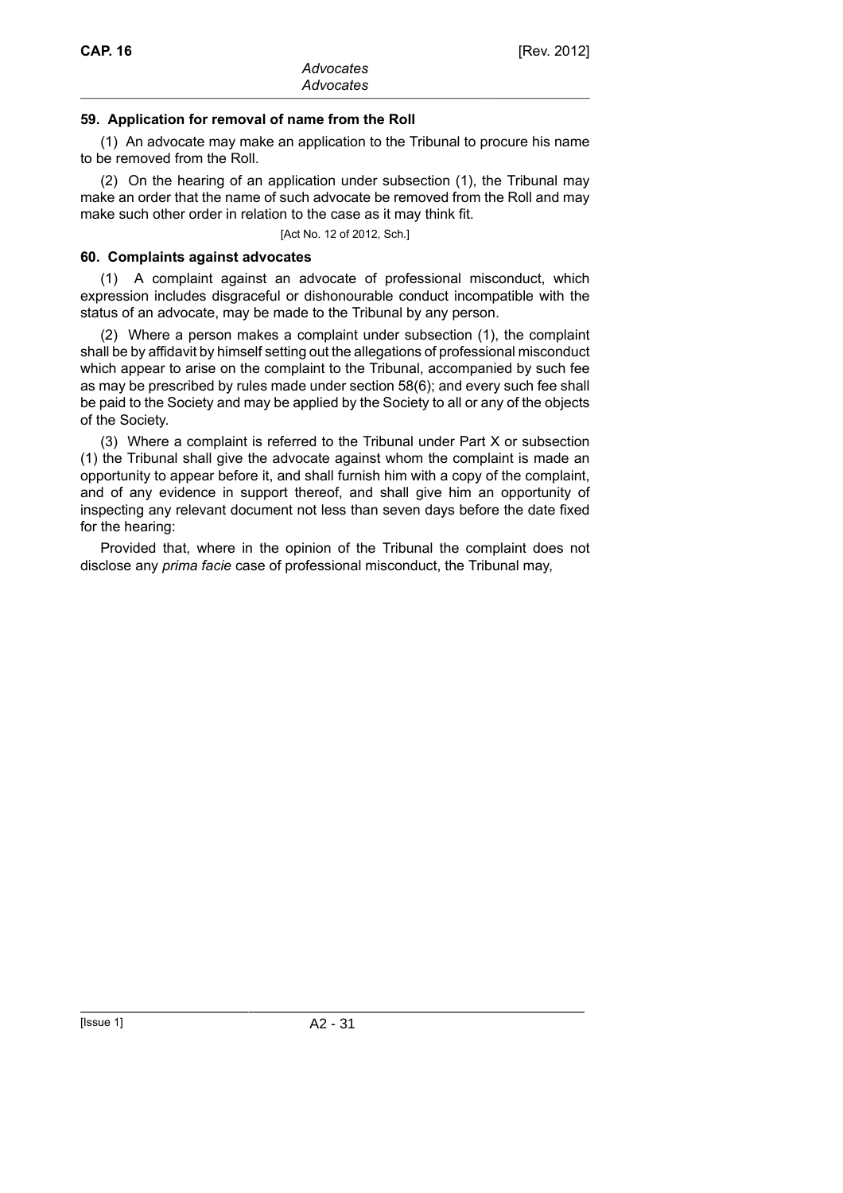### 59. Application for removal of name from the Roll

(1) An advocate may make an application to the Tribunal to procure his name to be removed from the Roll.

(2) On the hearing of an application under subsection (1), the Tribunal may make an order that the name of such advocate be removed from the Roll and may make such other order in relation to the case as it may think fit.

[Act No. 12 of 2012, Sch.]

### 60. Complaints against advocates

(1) A complaint against an advocate of professional misconduct, which expression includes disgraceful or dishonourable conduct incompatible with the status of an advocate, may be made to the Tribunal by any person.

(2) Where a person makes a complaint under subsection (1), the complaint shall be by affidavit by himself setting out the allegations of professional misconduct which appear to arise on the complaint to the Tribunal, accompanied by such fee as may be prescribed by rules made under section 58(6); and every such fee shall be paid to the Society and may be applied by the Society to all or any of the objects of the Society.

(3) Where a complaint is referred to the Tribunal under Part X or subsection (1) the Tribunal shall give the advocate against whom the complaint is made an opportunity to appear before it, and shall furnish him with a copy of the complaint, and of any evidence in support thereof, and shall give him an opportunity of inspecting any relevant document not less than seven days before the date fixed for the hearing:

Provided that, where in the opinion of the Tribunal the complaint does not disclose any *prima facie* case of professional misconduct, the Tribunal may,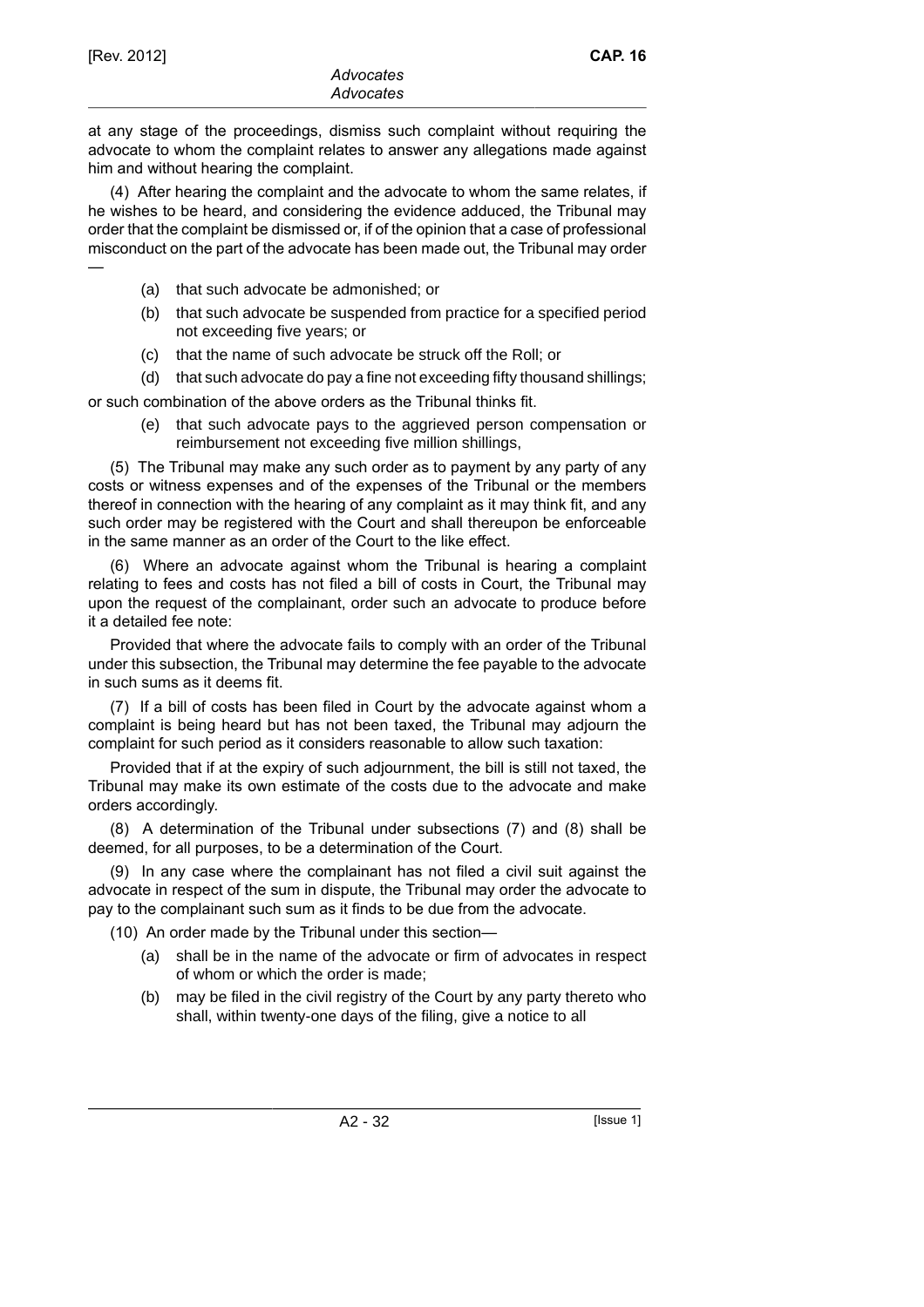at any stage of the proceedings, dismiss such complaint without requiring the advocate to whom the complaint relates to answer any allegations made against him and without hearing the complaint.

(4) After hearing the complaint and the advocate to whom the same relates, if he wishes to be heard, and considering the evidence adduced, the Tribunal may order that the complaint be dismissed or, if of the opinion that a case of professional misconduct on the part of the advocate has been made out, the Tribunal may order —

- (a) that such advocate be admonished; or
- (b) that such advocate be suspended from practice for a specified period not exceeding five years; or
- (c) that the name of such advocate be struck off the Roll; or
- (d) that such advocate do pay a fine not exceeding fifty thousand shillings;

or such combination of the above orders as the Tribunal thinks fit.

- (e) that such advocate pays to the aggrieved person compensation or reimbursement not exceeding five million shillings,

(5) The Tribunal may make any such order as to payment by any party of any costs or witness expenses and of the expenses of the Tribunal or the members thereof in connection with the hearing of any complaint as it may think fit, and any such order may be registered with the Court and shall thereupon be enforceable in the same manner as an order of the Court to the like effect.

(6) Where an advocate against whom the Tribunal is hearing a complaint relating to fees and costs has not filed a bill of costs in Court, the Tribunal may upon the request of the complainant, order such an advocate to produce before it a detailed fee note:

Provided that where the advocate fails to comply with an order of the Tribunal under this subsection, the Tribunal may determine the fee payable to the advocate in such sums as it deems fit.

(7) If a bill of costs has been filed in Court by the advocate against whom a complaint is being heard but has not been taxed, the Tribunal may adjourn the complaint for such period as it considers reasonable to allow such taxation:

Provided that if at the expiry of such adjournment, the bill is still not taxed, the Tribunal may make its own estimate of the costs due to the advocate and make orders accordingly.

(8) A determination of the Tribunal under subsections (7) and (8) shall be deemed, for all purposes, to be a determination of the Court.

(9) In any case where the complainant has not filed a civil suit against the advocate in respect of the sum in dispute, the Tribunal may order the advocate to pay to the complainant such sum as it finds to be due from the advocate.

(10) An order made by the Tribunal under this section—

- (a) shall be in the name of the advocate or firm of advocates in respect of whom or which the order is made;
- (b) may be filed in the civil registry of the Court by any party thereto who shall, within twenty-one days of the filing, give a notice to all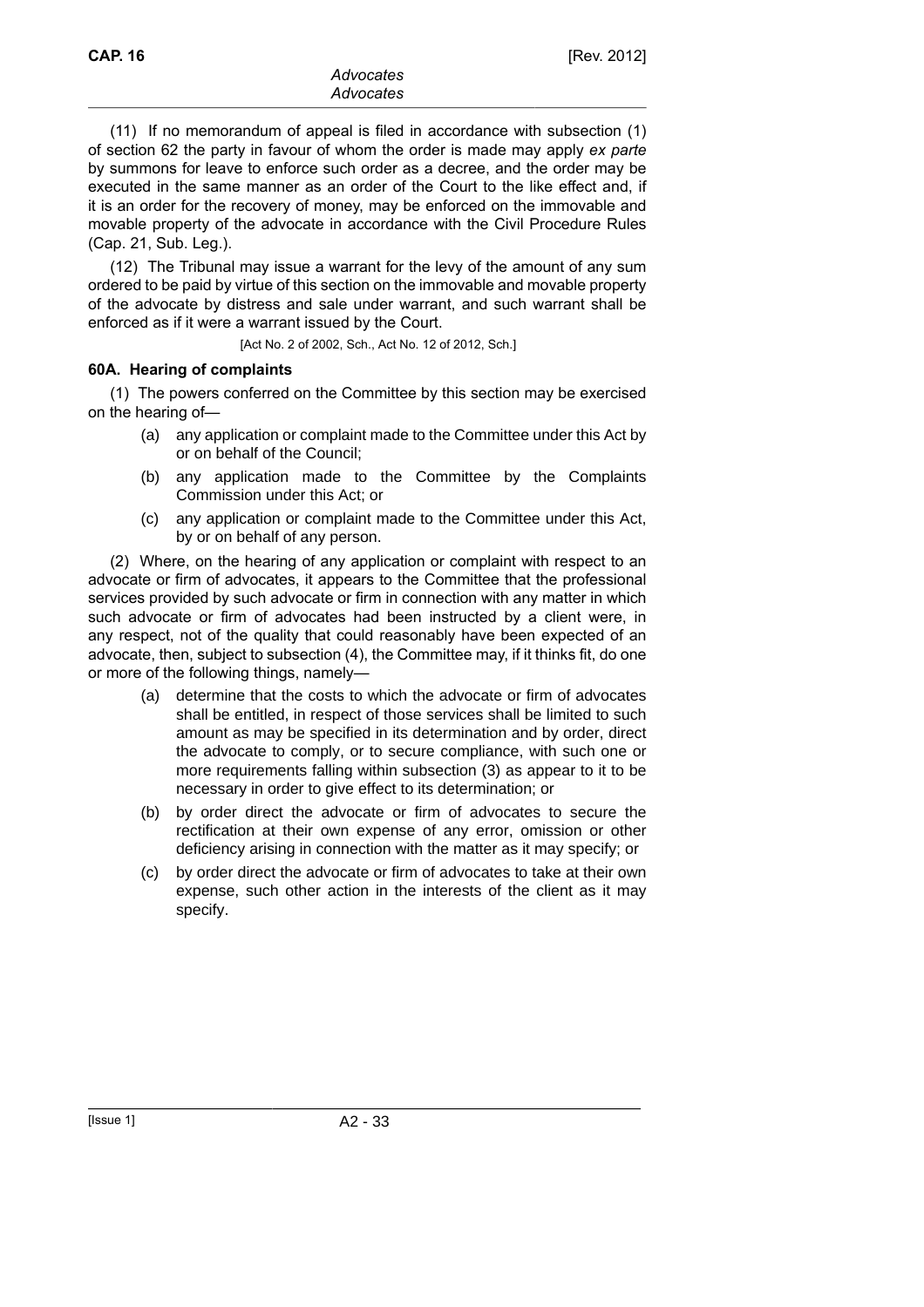(11) If no memorandum of appeal is filed in accordance with subsection (1) of section 62 the party in favour of whom the order is made may apply *ex parte* by summons for leave to enforce such order as a decree, and the order may be executed in the same manner as an order of the Court to the like effect and, if it is an order for the recovery of money, may be enforced on the immovable and movable property of the advocate in accordance with the Civil Procedure Rules (Cap. 21, Sub. Leg.).

(12) The Tribunal may issue a warrant for the levy of the amount of any sum ordered to be paid by virtue of this section on the immovable and movable property of the advocate by distress and sale under warrant, and such warrant shall be enforced as if it were a warrant issued by the Court.

[Act No. 2 of 2002, Sch., Act No. 12 of 2012, Sch.]

**60A. Hearing of complaints**

(1) The powers conferred on the Committee by this section may be exercised on the hearing of—

- (a) any application or complaint made to the Committee under this Act by or on behalf of the Council;
- (b) any application made to the Committee by the Complaints Commission under this Act; or
- (c) any application or complaint made to the Committee under this Act, by or on behalf of any person.

(2) Where, on the hearing of any application or complaint with respect to an advocate or firm of advocates, it appears to the Committee that the professional services provided by such advocate or firm in connection with any matter in which such advocate or firm of advocates had been instructed by a client were, in any respect, not of the quality that could reasonably have been expected of an advocate, then, subject to subsection (4), the Committee may, if it thinks fit, do one or more of the following things, namely—

- (a) determine that the costs to which the advocate or firm of advocates shall be entitled, in respect of those services shall be limited to such amount as may be specified in its determination and by order, direct the advocate to comply, or to secure compliance, with such one or more requirements falling within subsection (3) as appear to it to be necessary in order to give effect to its determination; or
- (b) by order direct the advocate or firm of advocates to secure the rectification at their own expense of any error, omission or other deficiency arising in connection with the matter as it may specify; or
- (c) by order direct the advocate or firm of advocates to take at their own expense, such other action in the interests of the client as it may specify.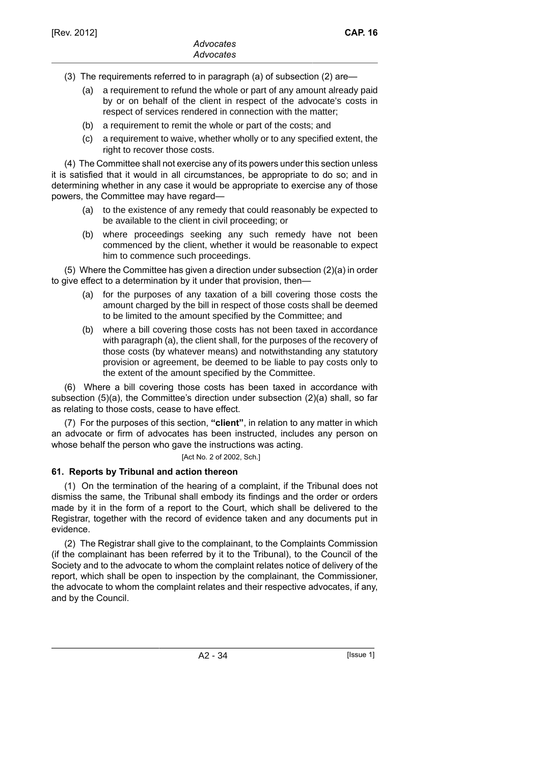(3) The requirements referred to in paragraph (a) of subsection (2) are—

(a) a requirement to refund the whole or part of any amount already paid by or on behalf of the client in respect of the advocate's costs in respect of services rendered in connection with the matter;

(b) a requirement to remit the whole or part of the costs; and

(c) a requirement to waive, whether wholly or to any specified extent, the right to recover those costs.

(4) The Committee shall not exercise any of its powers under this section unless it is satisfied that it would in all circumstances, be appropriate to do so; and in determining whether in any case it would be appropriate to exercise any of those powers, the Committee may have regard—

(a) to the existence of any remedy that could reasonably be expected to be available to the client in civil proceeding; or

(b) where proceedings seeking any such remedy have not been commenced by the client, whether it would be reasonable to expect him to commence such proceedings.

(5) Where the Committee has given a direction under subsection (2)(a) in order to give effect to a determination by it under that provision, then—

(a) for the purposes of any taxation of a bill covering those costs the amount charged by the bill in respect of those costs shall be deemed to be limited to the amount specified by the Committee; and

(b) where a bill covering those costs has not been taxed in accordance with paragraph (a), the client shall, for the purposes of the recovery of those costs (by whatever means) and notwithstanding any statutory provision or agreement, be deemed to be liable to pay costs only to the extent of the amount specified by the Committee.

(6) Where a bill covering those costs has been taxed in accordance with subsection (5)(a), the Committee's direction under subsection (2)(a) shall, so far as relating to those costs, cease to have effect.

(7) For the purposes of this section, **"client"**, in relation to any matter in which an advocate or firm of advocates has been instructed, includes any person on whose behalf the person who gave the instructions was acting.

[Act No. 2 of 2002, Sch.]

### 61. Reports by Tribunal and action thereon

(1) On the termination of the hearing of a complaint, if the Tribunal does not dismiss the same, the Tribunal shall embody its findings and the order or orders made by it in the form of a report to the Court, which shall be delivered to the Registrar, together with the record of evidence taken and any documents put in evidence.

(2) The Registrar shall give to the complainant, to the Complaints Commission (if the complainant has been referred by it to the Tribunal), to the Council of the Society and to the advocate to whom the complaint relates notice of delivery of the report, which shall be open to inspection by the complainant, the Commissioner, the advocate to whom the complaint relates and their respective advocates, if any, and by the Council.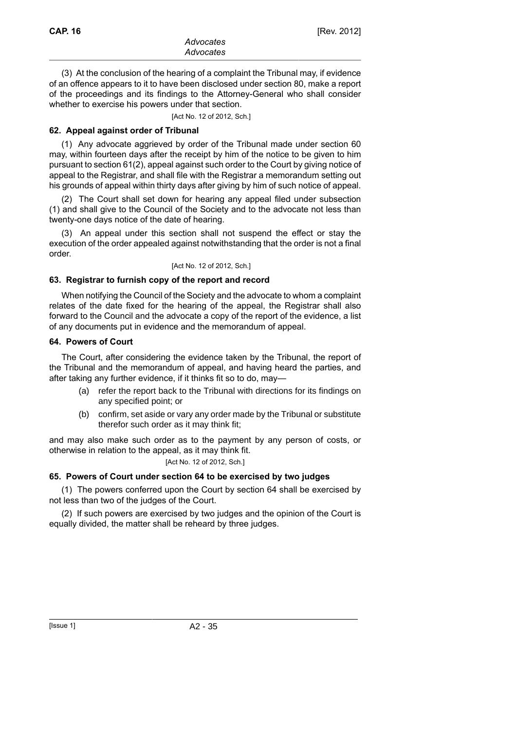(3) At the conclusion of the hearing of a complaint the Tribunal may, if evidence of an offence appears to it to have been disclosed under section 80, make a report of the proceedings and its findings to the Attorney-General who shall consider whether to exercise his powers under that section.

[Act No. 12 of 2012, Sch.]

### 62. Appeal against order of Tribunal

(1) Any advocate aggrieved by order of the Tribunal made under section 60 may, within fourteen days after the receipt by him of the notice to be given to him pursuant to section 61(2), appeal against such order to the Court by giving notice of appeal to the Registrar, and shall file with the Registrar a memorandum setting out his grounds of appeal within thirty days after giving by him of such notice of appeal.

(2) The Court shall set down for hearing any appeal filed under subsection (1) and shall give to the Council of the Society and to the advocate not less than twenty-one days notice of the date of hearing.

(3) An appeal under this section shall not suspend the effect or stay the execution of the order appealed against notwithstanding that the order is not a final order.

[Act No. 12 of 2012, Sch.]

### 63. Registrar to furnish copy of the report and record

When notifying the Council of the Society and the advocate to whom a complaint relates of the date fixed for the hearing of the appeal, the Registrar shall also forward to the Council and the advocate a copy of the report of the evidence, a list of any documents put in evidence and the memorandum of appeal.

### 64. Powers of Court

The Court, after considering the evidence taken by the Tribunal, the report of the Tribunal and the memorandum of appeal, and having heard the parties, and after taking any further evidence, if it thinks fit so to do, may—

(a) refer the report back to the Tribunal with directions for its findings on any specified point; or

(b) confirm, set aside or vary any order made by the Tribunal or substitute therefor such order as it may think fit;

and may also make such order as to the payment by any person of costs, or otherwise in relation to the appeal, as it may think fit.

[Act No. 12 of 2012, Sch.]

### 65. Powers of Court under section 64 to be exercised by two judges

(1) The powers conferred upon the Court by section 64 shall be exercised by not less than two of the judges of the Court.

(2) If such powers are exercised by two judges and the opinion of the Court is equally divided, the matter shall be reheard by three judges.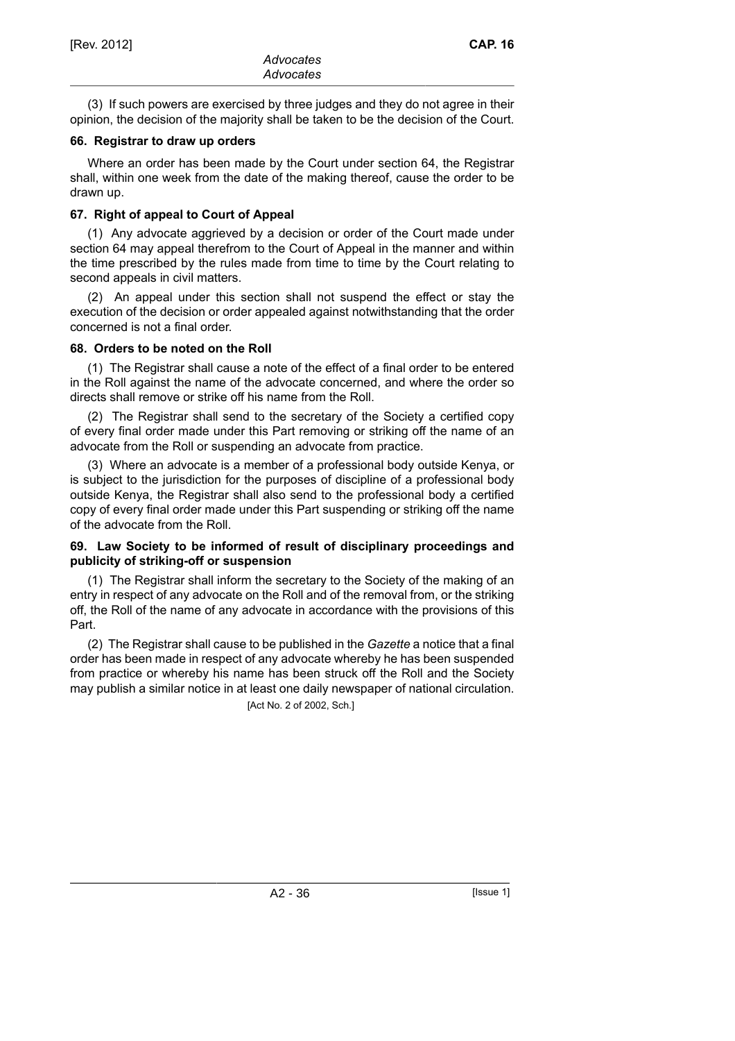(3) If such powers are exercised by three judges and they do not agree in their opinion, the decision of the majority shall be taken to be the decision of the Court.

### 66. Registrar to draw up orders

Where an order has been made by the Court under section 64, the Registrar shall, within one week from the date of the making thereof, cause the order to be drawn up.

### 67. Right of appeal to Court of Appeal

(1) Any advocate aggrieved by a decision or order of the Court made under section 64 may appeal therefrom to the Court of Appeal in the manner and within the time prescribed by the rules made from time to time by the Court relating to second appeals in civil matters.

(2) An appeal under this section shall not suspend the effect or stay the execution of the decision or order appealed against notwithstanding that the order concerned is not a final order.

### 68. Orders to be noted on the Roll

(1) The Registrar shall cause a note of the effect of a final order to be entered in the Roll against the name of the advocate concerned, and where the order so directs shall remove or strike off his name from the Roll.

(2) The Registrar shall send to the secretary of the Society a certified copy of every final order made under this Part removing or striking off the name of an advocate from the Roll or suspending an advocate from practice.

(3) Where an advocate is a member of a professional body outside Kenya, or is subject to the jurisdiction for the purposes of discipline of a professional body outside Kenya, the Registrar shall also send to the professional body a certified copy of every final order made under this Part suspending or striking off the name of the advocate from the Roll.

### 69. Law Society to be informed of result of disciplinary proceedings and publicity of striking-off or suspension

(1) The Registrar shall inform the secretary to the Society of the making of an entry in respect of any advocate on the Roll and of the removal from, or the striking off, the Roll of the name of any advocate in accordance with the provisions of this Part.

(2) The Registrar shall cause to be published in the *Gazette* a notice that a final order has been made in respect of any advocate whereby he has been suspended from practice or whereby his name has been struck off the Roll and the Society may publish a similar notice in at least one daily newspaper of national circulation.

[Act No. 2 of 2002, Sch.]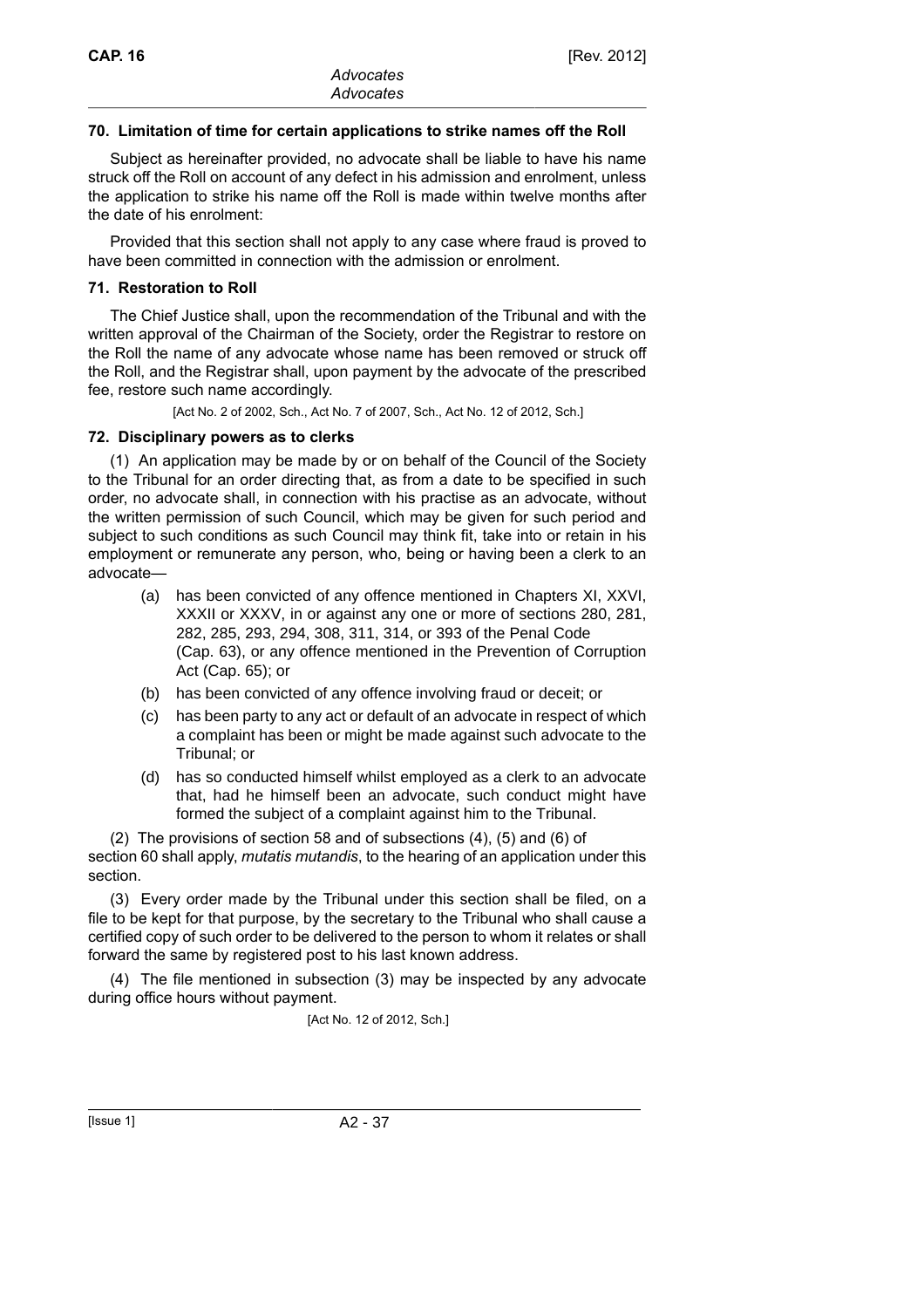### 70. Limitation of time for certain applications to strike names off the Roll

Subject as hereinafter provided, no advocate shall be liable to have his name struck off the Roll on account of any defect in his admission and enrolment, unless the application to strike his name off the Roll is made within twelve months after the date of his enrolment:

Provided that this section shall not apply to any case where fraud is proved to have been committed in connection with the admission or enrolment.

### 71. Restoration to Roll

The Chief Justice shall, upon the recommendation of the Tribunal and with the written approval of the Chairman of the Society, order the Registrar to restore on the Roll the name of any advocate whose name has been removed or struck off the Roll, and the Registrar shall, upon payment by the advocate of the prescribed fee, restore such name accordingly.

[Act No. 2 of 2002, Sch., Act No. 7 of 2007, Sch., Act No. 12 of 2012, Sch.]

### 72. Disciplinary powers as to clerks

(1) An application may be made by or on behalf of the Council of the Society to the Tribunal for an order directing that, as from a date to be specified in such order, no advocate shall, in connection with his practise as an advocate, without the written permission of such Council, which may be given for such period and subject to such conditions as such Council may think fit, take into or retain in his employment or remunerate any person, who, being or having been a clerk to an advocate—

(a) has been convicted of any offence mentioned in Chapters XI, XXVI, XXXII or XXXV, in or against any one or more of sections 280, 281, 282, 285, 293, 294, 308, 311, 314, or 393 of the Penal Code (Cap. 63), or any offence mentioned in the Prevention of Corruption Act (Cap. 65); or

(b) has been convicted of any offence involving fraud or deceit; or

(c) has been party to any act or default of an advocate in respect of which a complaint has been or might be made against such advocate to the Tribunal; or

(d) has so conducted himself whilst employed as a clerk to an advocate that, had he himself been an advocate, such conduct might have formed the subject of a complaint against him to the Tribunal.

(2) The provisions of section 58 and of subsections (4), (5) and (6) of section 60 shall apply, *mutatis mutandis*, to the hearing of an application under this section.

(3) Every order made by the Tribunal under this section shall be filed, on a file to be kept for that purpose, by the secretary to the Tribunal who shall cause a certified copy of such order to be delivered to the person to whom it relates or shall forward the same by registered post to his last known address.

(4) The file mentioned in subsection (3) may be inspected by any advocate during office hours without payment.

[Act No. 12 of 2012, Sch.]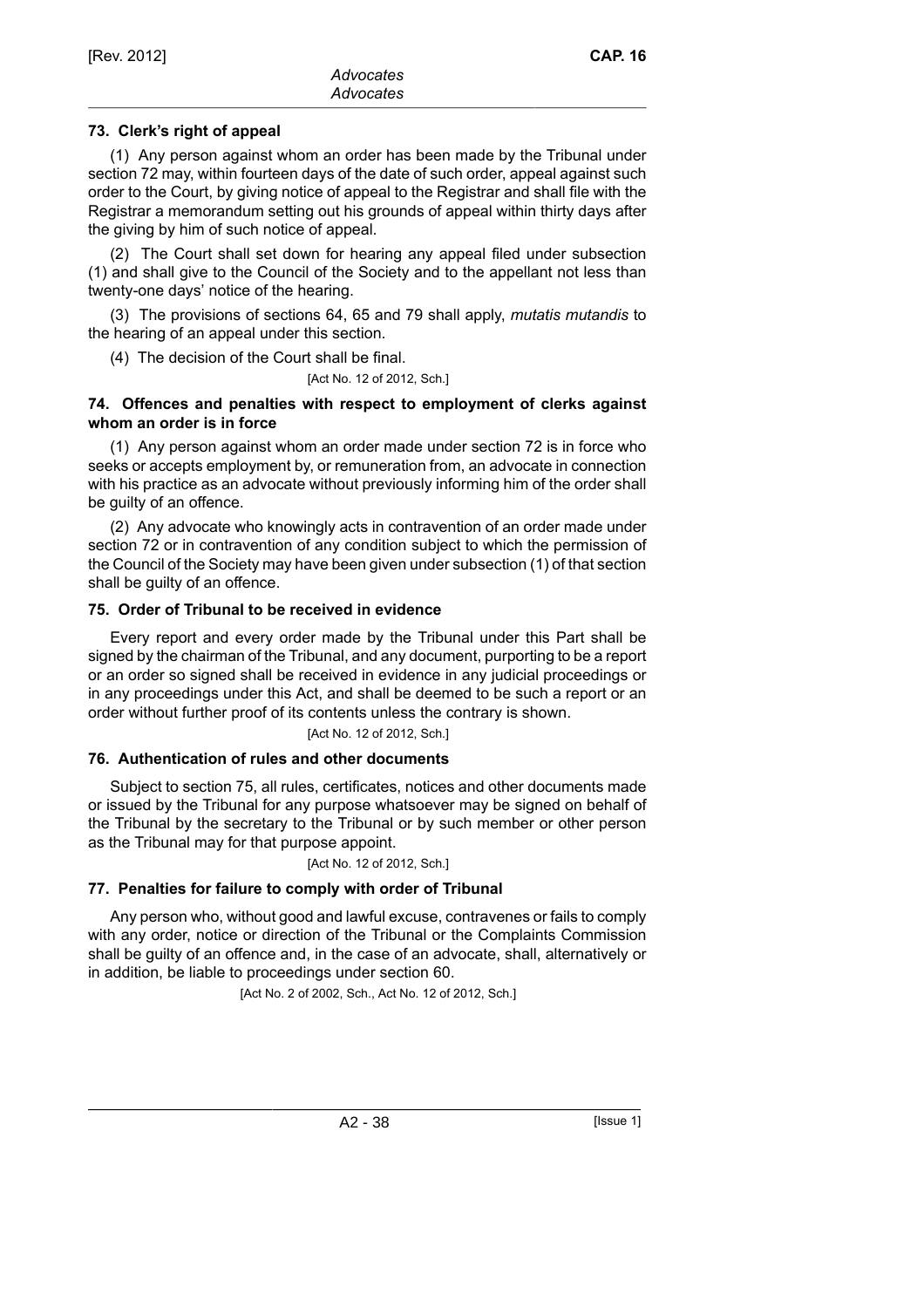### 73. Clerk's right of appeal

(1) Any person against whom an order has been made by the Tribunal under section 72 may, within fourteen days of the date of such order, appeal against such order to the Court, by giving notice of appeal to the Registrar and shall file with the Registrar a memorandum setting out his grounds of appeal within thirty days after the giving by him of such notice of appeal.

(2) The Court shall set down for hearing any appeal filed under subsection (1) and shall give to the Council of the Society and to the appellant not less than twenty-one days' notice of the hearing.

(3) The provisions of sections 64, 65 and 79 shall apply, *mutatis mutandis* to the hearing of an appeal under this section.

(4) The decision of the Court shall be final.

[Act No. 12 of 2012, Sch.]

### 74. Offences and penalties with respect to employment of clerks against whom an order is in force

(1) Any person against whom an order made under section 72 is in force who seeks or accepts employment by, or remuneration from, an advocate in connection with his practice as an advocate without previously informing him of the order shall be guilty of an offence.

(2) Any advocate who knowingly acts in contravention of an order made under section 72 or in contravention of any condition subject to which the permission of the Council of the Society may have been given under subsection (1) of that section shall be guilty of an offence.

### 75. Order of Tribunal to be received in evidence

Every report and every order made by the Tribunal under this Part shall be signed by the chairman of the Tribunal, and any document, purporting to be a report or an order so signed shall be received in evidence in any judicial proceedings or in any proceedings under this Act, and shall be deemed to be such a report or an order without further proof of its contents unless the contrary is shown.

[Act No. 12 of 2012, Sch.]

### 76. Authentication of rules and other documents

Subject to section 75, all rules, certificates, notices and other documents made or issued by the Tribunal for any purpose whatsoever may be signed on behalf of the Tribunal by the secretary to the Tribunal or by such member or other person as the Tribunal may for that purpose appoint.

[Act No. 12 of 2012, Sch.]

### 77. Penalties for failure to comply with order of Tribunal

Any person who, without good and lawful excuse, contravenes or fails to comply with any order, notice or direction of the Tribunal or the Complaints Commission shall be guilty of an offence and, in the case of an advocate, shall, alternatively or in addition, be liable to proceedings under section 60.

[Act No. 2 of 2002, Sch., Act No. 12 of 2012, Sch.]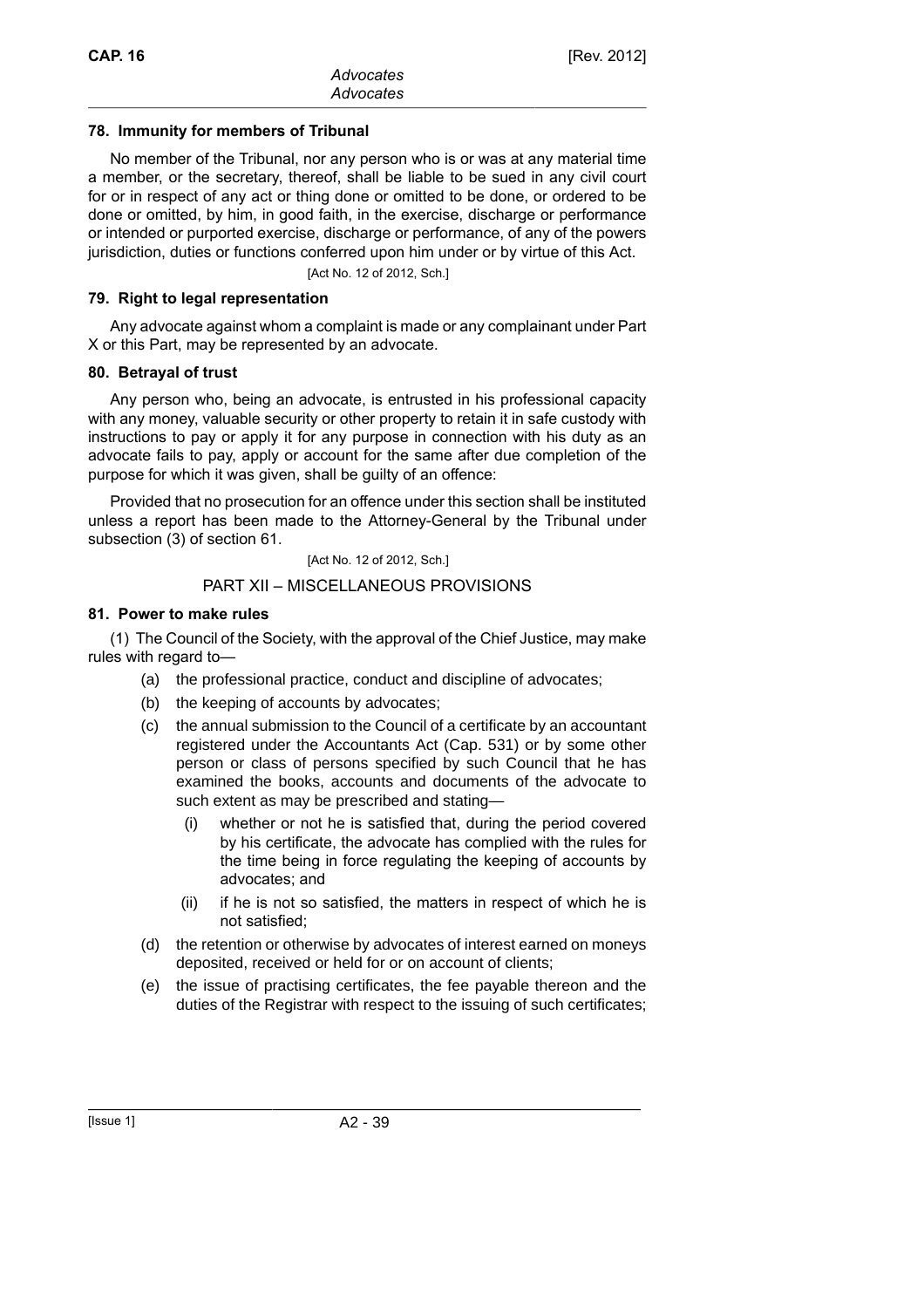### 78. Immunity for members of Tribunal

No member of the Tribunal, nor any person who is or was at any material time a member, or the secretary, thereof, shall be liable to be sued in any civil court for or in respect of any act or thing done or omitted to be done, or ordered to be done or omitted, by him, in good faith, in the exercise, discharge or performance or intended or purported exercise, discharge or performance, of any of the powers jurisdiction, duties or functions conferred upon him under or by virtue of this Act.

[Act No. 12 of 2012, Sch.]

### 79. Right to legal representation

Any advocate against whom a complaint is made or any complainant under Part X or this Part, may be represented by an advocate.

### 80. Betrayal of trust

Any person who, being an advocate, is entrusted in his professional capacity with any money, valuable security or other property to retain it in safe custody with instructions to pay or apply it for any purpose in connection with his duty as an advocate fails to pay, apply or account for the same after due completion of the purpose for which it was given, shall be guilty of an offence:

Provided that no prosecution for an offence under this section shall be instituted unless a report has been made to the Attorney-General by the Tribunal under subsection (3) of section 61.

[Act No. 12 of 2012, Sch.]

## PART XII – MISCELLANEOUS PROVISIONS

### 81. Power to make rules

(1) The Council of the Society, with the approval of the Chief Justice, may make rules with regard to—

- (a) the professional practice, conduct and discipline of advocates;
- (b) the keeping of accounts by advocates;
- (c) the annual submission to the Council of a certificate by an accountant registered under the Accountants Act (Cap. 531) or by some other person or class of persons specified by such Council that he has examined the books, accounts and documents of the advocate to such extent as may be prescribed and stating—
  - (i) whether or not he is satisfied that, during the period covered by his certificate, the advocate has complied with the rules for the time being in force regulating the keeping of accounts by advocates; and
  - (ii) if he is not so satisfied, the matters in respect of which he is not satisfied;
- (d) the retention or otherwise by advocates of interest earned on moneys deposited, received or held for or on account of clients;
- (e) the issue of practising certificates, the fee payable thereon and the duties of the Registrar with respect to the issuing of such certificates;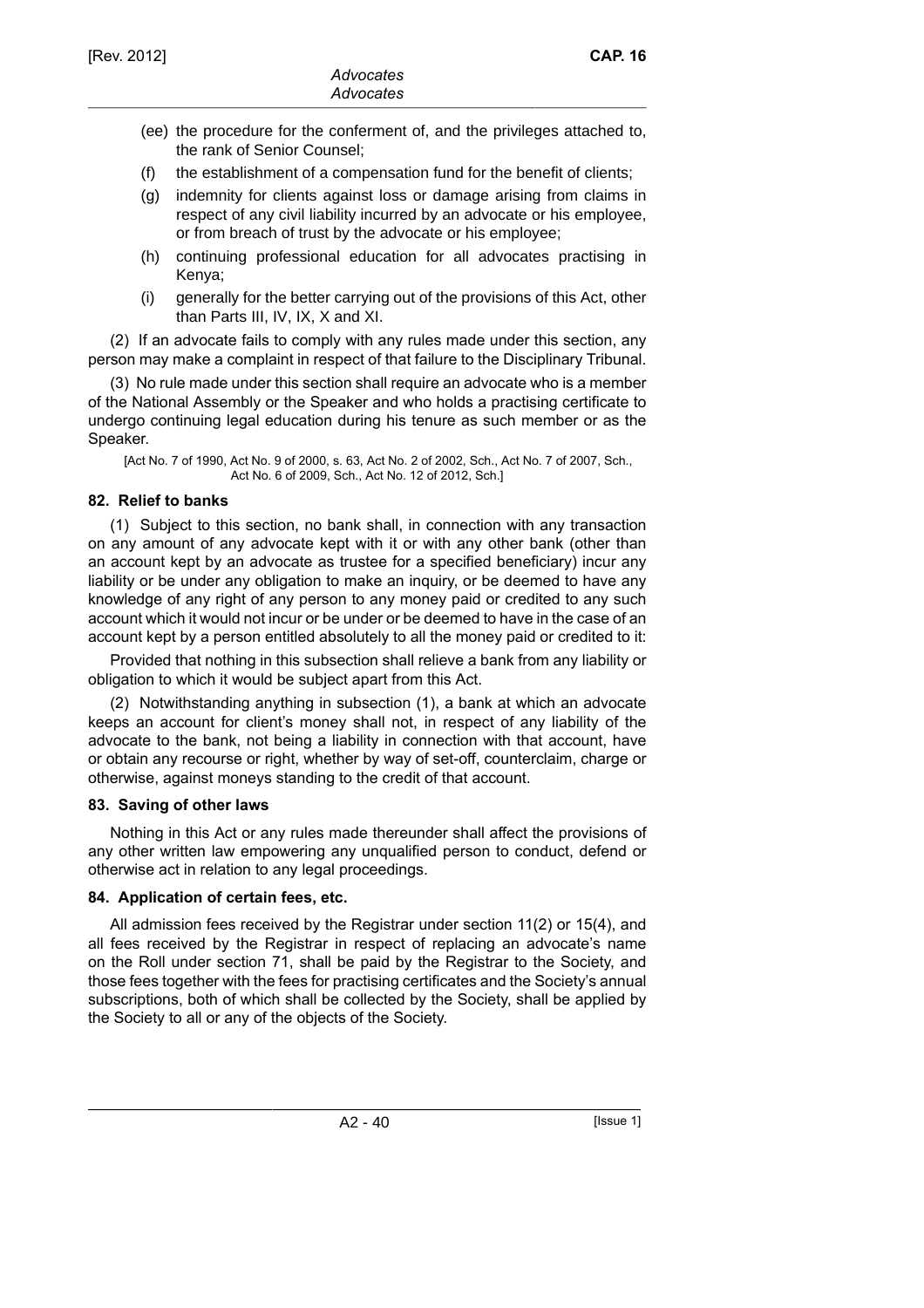(ee) the procedure for the conferment of, and the privileges attached to, the rank of Senior Counsel;

(f) the establishment of a compensation fund for the benefit of clients;

(g) indemnity for clients against loss or damage arising from claims in respect of any civil liability incurred by an advocate or his employee, or from breach of trust by the advocate or his employee;

(h) continuing professional education for all advocates practising in Kenya;

(i) generally for the better carrying out of the provisions of this Act, other than Parts III, IV, IX, X and XI.

(2) If an advocate fails to comply with any rules made under this section, any person may make a complaint in respect of that failure to the Disciplinary Tribunal.

(3) No rule made under this section shall require an advocate who is a member of the National Assembly or the Speaker and who holds a practising certificate to undergo continuing legal education during his tenure as such member or as the Speaker.

[Act No. 7 of 1990, Act No. 9 of 2000, s. 63, Act No. 2 of 2002, Sch., Act No. 7 of 2007, Sch., Act No. 6 of 2009, Sch., Act No. 12 of 2012, Sch.]

### 82. Relief to banks

(1) Subject to this section, no bank shall, in connection with any transaction on any amount of any advocate kept with it or with any other bank (other than an account kept by an advocate as trustee for a specified beneficiary) incur any liability or be under any obligation to make an inquiry, or be deemed to have any knowledge of any right of any person to any money paid or credited to any such account which it would not incur or be under or be deemed to have in the case of an account kept by a person entitled absolutely to all the money paid or credited to it:

Provided that nothing in this subsection shall relieve a bank from any liability or obligation to which it would be subject apart from this Act.

(2) Notwithstanding anything in subsection (1), a bank at which an advocate keeps an account for client's money shall not, in respect of any liability of the advocate to the bank, not being a liability in connection with that account, have or obtain any recourse or right, whether by way of set-off, counterclaim, charge or otherwise, against moneys standing to the credit of that account.

### 83. Saving of other laws

Nothing in this Act or any rules made thereunder shall affect the provisions of any other written law empowering any unqualified person to conduct, defend or otherwise act in relation to any legal proceedings.

### 84. Application of certain fees, etc.

All admission fees received by the Registrar under section 11(2) or 15(4), and all fees received by the Registrar in respect of replacing an advocate's name on the Roll under section 71, shall be paid by the Registrar to the Society, and those fees together with the fees for practising certificates and the Society's annual subscriptions, both of which shall be collected by the Society, shall be applied by the Society to all or any of the objects of the Society.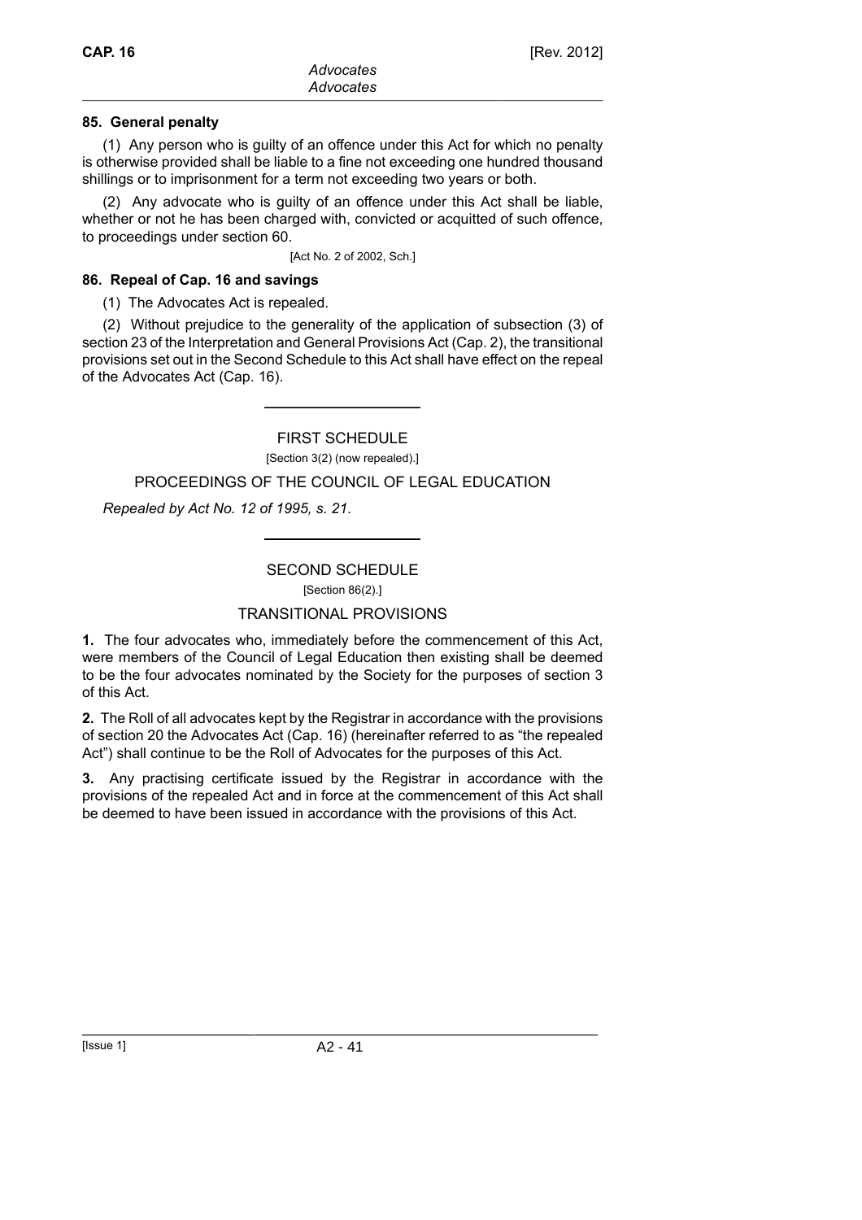### 85. General penalty

(1) Any person who is guilty of an offence under this Act for which no penalty is otherwise provided shall be liable to a fine not exceeding one hundred thousand shillings or to imprisonment for a term not exceeding two years or both.

(2) Any advocate who is guilty of an offence under this Act shall be liable, whether or not he has been charged with, convicted or acquitted of such offence, to proceedings under section 60.

[Act No. 2 of 2002, Sch.]

### 86. Repeal of Cap. 16 and savings

(1) The Advocates Act is repealed.

(2) Without prejudice to the generality of the application of subsection (3) of section 23 of the Interpretation and General Provisions Act (Cap. 2), the transitional provisions set out in the Second Schedule to this Act shall have effect on the repeal of the Advocates Act (Cap. 16).

---

## FIRST SCHEDULE

[Section 3(2) (now repealed).]

### PROCEEDINGS OF THE COUNCIL OF LEGAL EDUCATION

*Repealed by Act No. 12 of 1995, s. 21.*

---

## SECOND SCHEDULE

[Section 86(2).]

### TRANSITIONAL PROVISIONS

**1.** The four advocates who, immediately before the commencement of this Act, were members of the Council of Legal Education then existing shall be deemed to be the four advocates nominated by the Society for the purposes of section 3 of this Act.

**2.** The Roll of all advocates kept by the Registrar in accordance with the provisions of section 20 the Advocates Act (Cap. 16) (hereinafter referred to as "the repealed Act") shall continue to be the Roll of Advocates for the purposes of this Act.

**3.** Any practising certificate issued by the Registrar in accordance with the provisions of the repealed Act and in force at the commencement of this Act shall be deemed to have been issued in accordance with the provisions of this Act.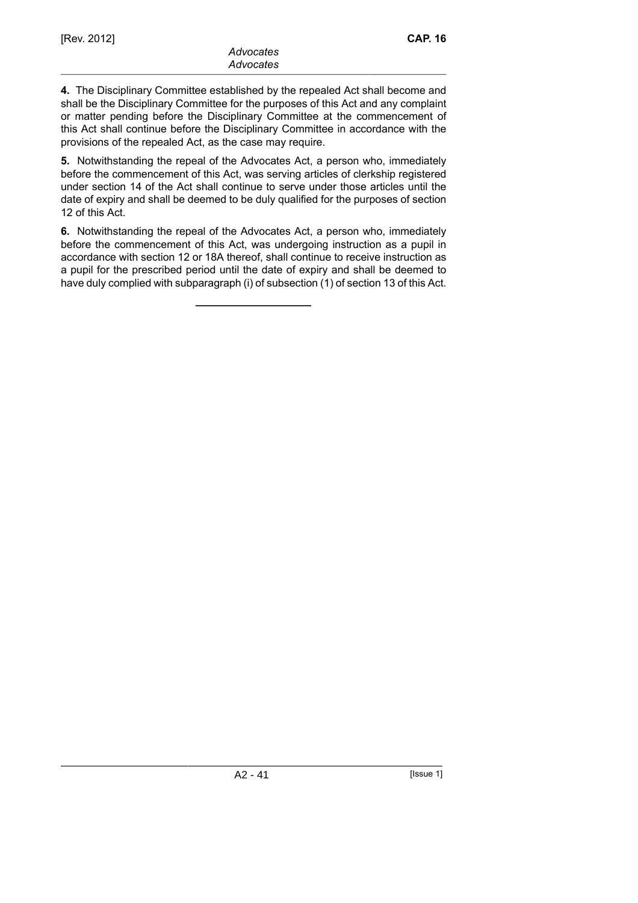**4.** The Disciplinary Committee established by the repealed Act shall become and shall be the Disciplinary Committee for the purposes of this Act and any complaint or matter pending before the Disciplinary Committee at the commencement of this Act shall continue before the Disciplinary Committee in accordance with the provisions of the repealed Act, as the case may require.

**5.** Notwithstanding the repeal of the Advocates Act, a person who, immediately before the commencement of this Act, was serving articles of clerkship registered under section 14 of the Act shall continue to serve under those articles until the date of expiry and shall be deemed to be duly qualified for the purposes of section 12 of this Act.

**6.** Notwithstanding the repeal of the Advocates Act, a person who, immediately before the commencement of this Act, was undergoing instruction as a pupil in accordance with section 12 or 18A thereof, shall continue to receive instruction as a pupil for the prescribed period until the date of expiry and shall be deemed to have duly complied with subparagraph (i) of subsection (1) of section 13 of this Act.